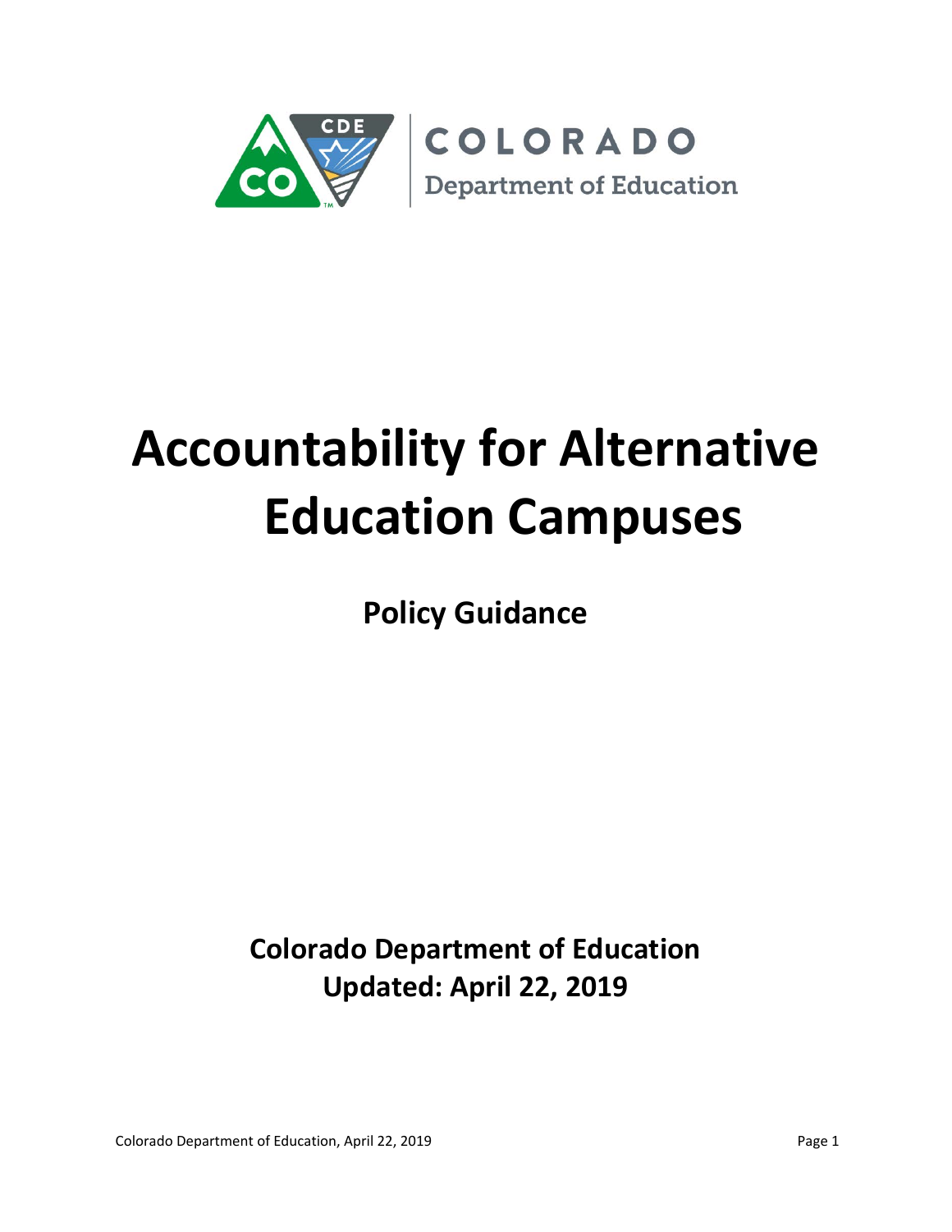COLORADO

Department of Education

# Accountability for Alternative Education Campuses

## Policy Guidance

**Colorado Department of Education**
**Updated: April 22, 2019**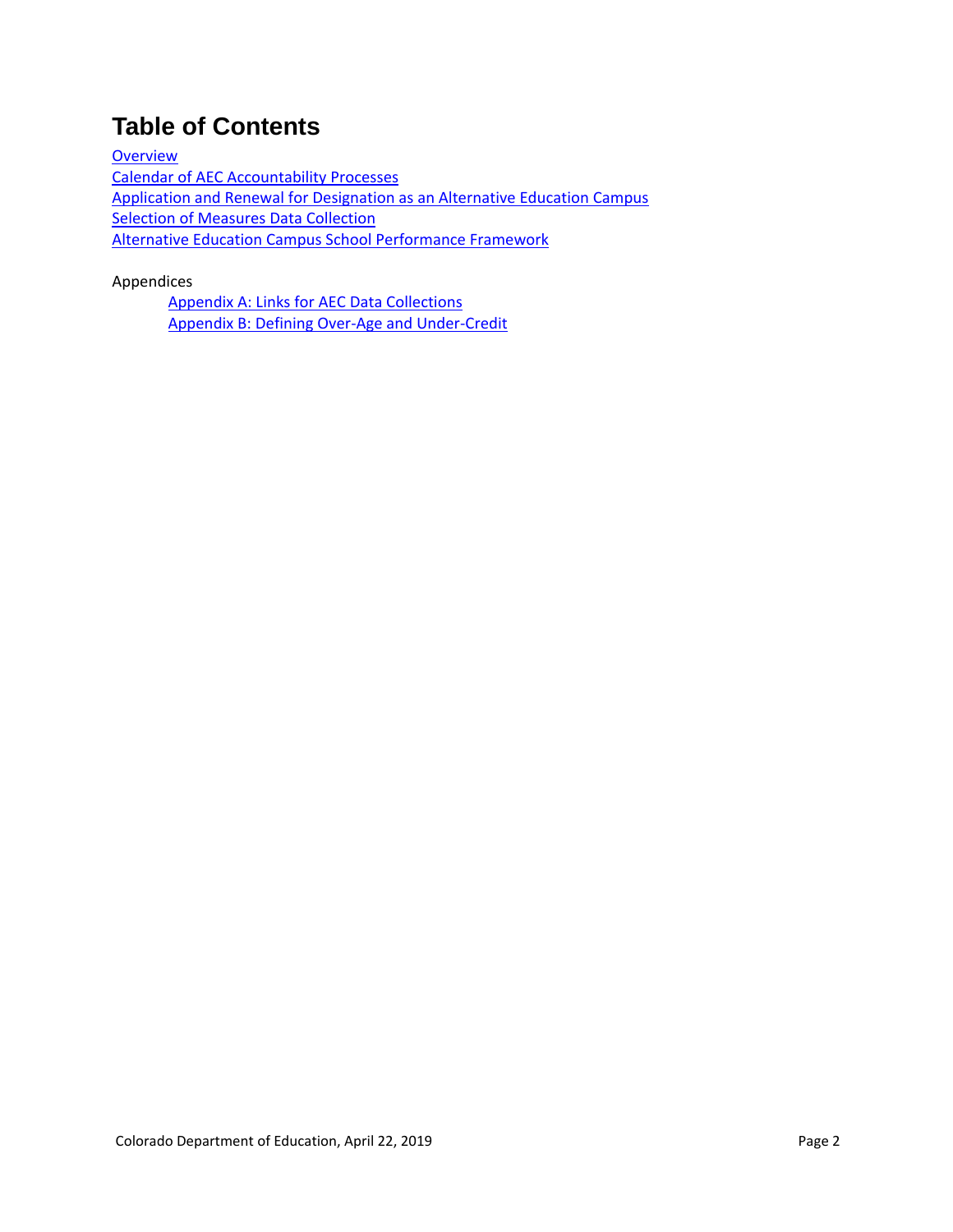# Table of Contents

Overview
Calendar of AEC Accountability Processes
Application and Renewal for Designation as an Alternative Education Campus
Selection of Measures Data Collection
Alternative Education Campus School Performance Framework

Appendices

- Appendix A: Links for AEC Data Collections
- Appendix B: Defining Over-Age and Under-Credit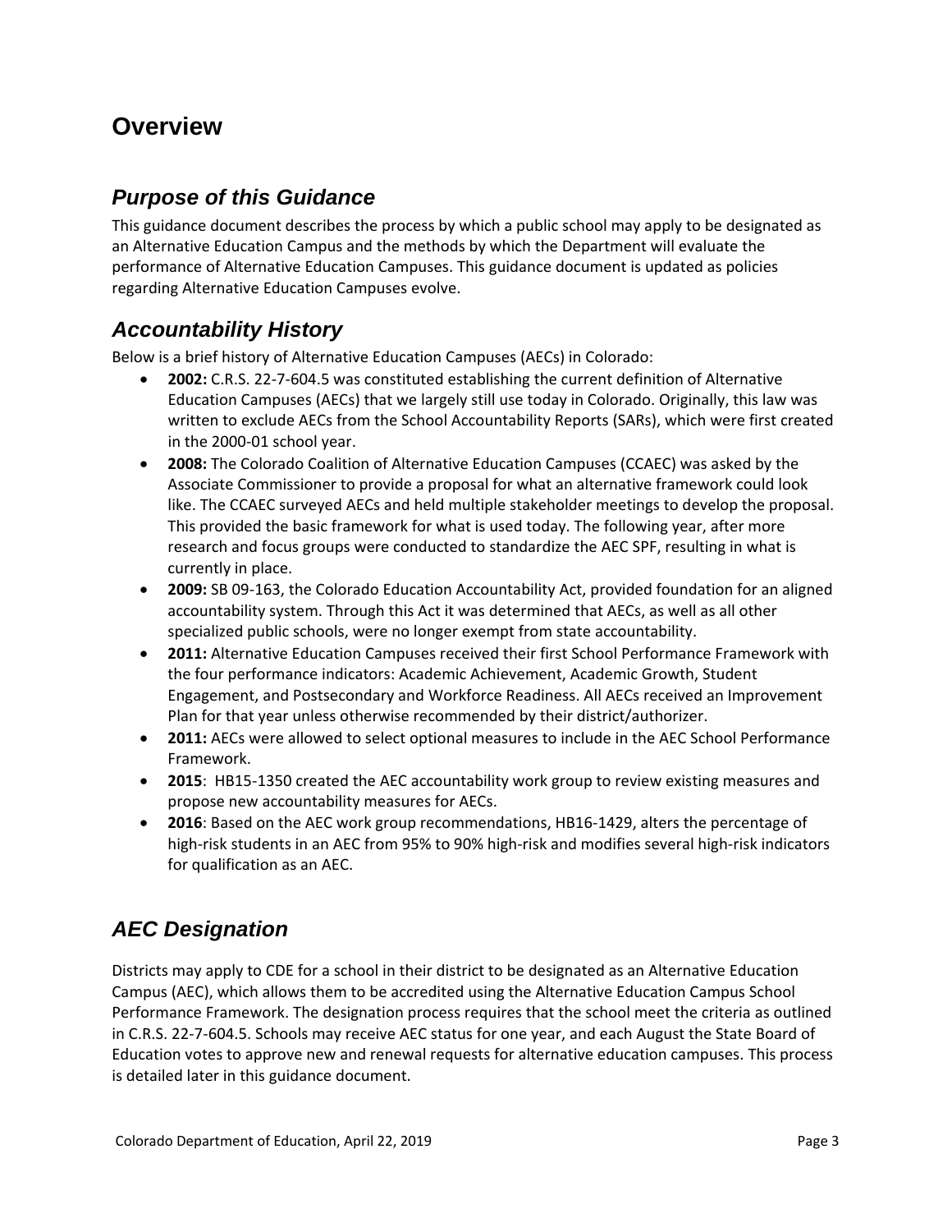# Overview

## *Purpose of this Guidance*

This guidance document describes the process by which a public school may apply to be designated as an Alternative Education Campus and the methods by which the Department will evaluate the performance of Alternative Education Campuses. This guidance document is updated as policies regarding Alternative Education Campuses evolve.

## *Accountability History*

Below is a brief history of Alternative Education Campuses (AECs) in Colorado:

- **2002:** C.R.S. 22-7-604.5 was constituted establishing the current definition of Alternative Education Campuses (AECs) that we largely still use today in Colorado. Originally, this law was written to exclude AECs from the School Accountability Reports (SARs), which were first created in the 2000-01 school year.
- **2008:** The Colorado Coalition of Alternative Education Campuses (CCAEC) was asked by the Associate Commissioner to provide a proposal for what an alternative framework could look like. The CCAEC surveyed AECs and held multiple stakeholder meetings to develop the proposal. This provided the basic framework for what is used today. The following year, after more research and focus groups were conducted to standardize the AEC SPF, resulting in what is currently in place.
- **2009:** SB 09-163, the Colorado Education Accountability Act, provided foundation for an aligned accountability system. Through this Act it was determined that AECs, as well as all other specialized public schools, were no longer exempt from state accountability.
- **2011:** Alternative Education Campuses received their first School Performance Framework with the four performance indicators: Academic Achievement, Academic Growth, Student Engagement, and Postsecondary and Workforce Readiness. All AECs received an Improvement Plan for that year unless otherwise recommended by their district/authorizer.
- **2011:** AECs were allowed to select optional measures to include in the AEC School Performance Framework.
- **2015**: HB15-1350 created the AEC accountability work group to review existing measures and propose new accountability measures for AECs.
- **2016**: Based on the AEC work group recommendations, HB16-1429, alters the percentage of high-risk students in an AEC from 95% to 90% high-risk and modifies several high-risk indicators for qualification as an AEC.

## *AEC Designation*

Districts may apply to CDE for a school in their district to be designated as an Alternative Education Campus (AEC), which allows them to be accredited using the Alternative Education Campus School Performance Framework. The designation process requires that the school meet the criteria as outlined in C.R.S. 22-7-604.5. Schools may receive AEC status for one year, and each August the State Board of Education votes to approve new and renewal requests for alternative education campuses. This process is detailed later in this guidance document.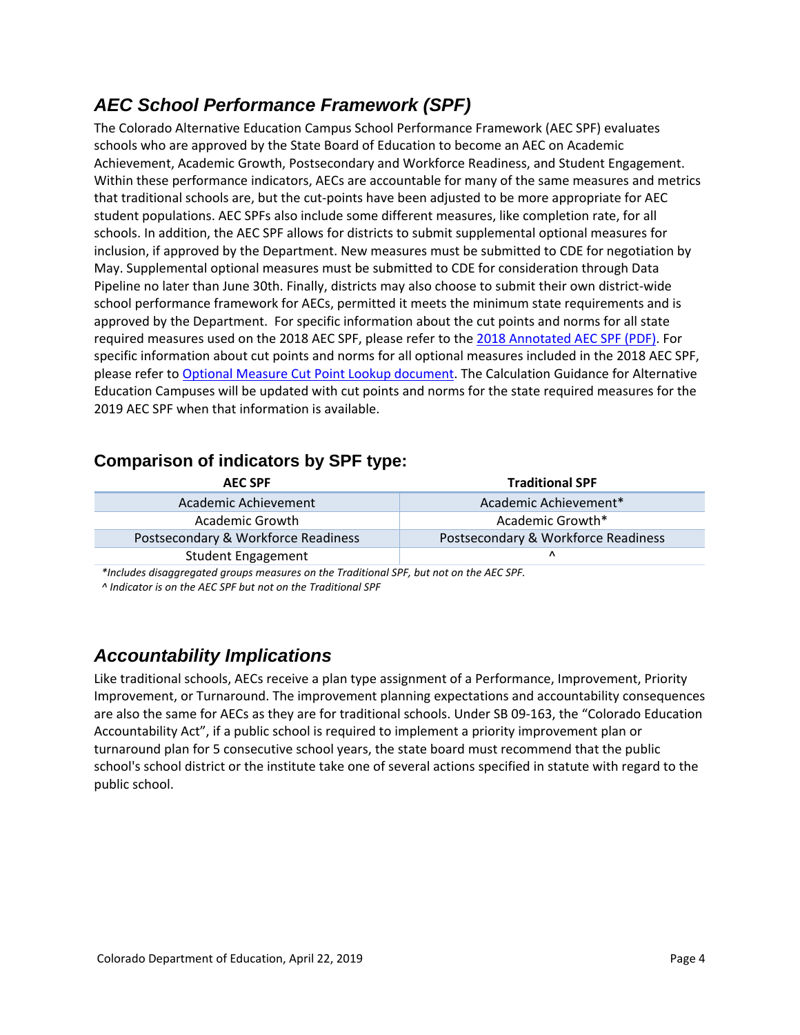## *AEC School Performance Framework (SPF)*

The Colorado Alternative Education Campus School Performance Framework (AEC SPF) evaluates schools who are approved by the State Board of Education to become an AEC on Academic Achievement, Academic Growth, Postsecondary and Workforce Readiness, and Student Engagement. Within these performance indicators, AECs are accountable for many of the same measures and metrics that traditional schools are, but the cut-points have been adjusted to be more appropriate for AEC student populations. AEC SPFs also include some different measures, like completion rate, for all schools. In addition, the AEC SPF allows for districts to submit supplemental optional measures for inclusion, if approved by the Department. New measures must be submitted to CDE for negotiation by May. Supplemental optional measures must be submitted to CDE for consideration through Data Pipeline no later than June 30th. Finally, districts may also choose to submit their own district-wide school performance framework for AECs, permitted it meets the minimum state requirements and is approved by the Department. For specific information about the cut points and norms for all state required measures used on the 2018 AEC SPF, please refer to the [2018 Annotated AEC SPF (PDF)](). For specific information about cut points and norms for all optional measures included in the 2018 AEC SPF, please refer to [Optional Measure Cut Point Lookup document](). The Calculation Guidance for Alternative Education Campuses will be updated with cut points and norms for the state required measures for the 2019 AEC SPF when that information is available.

### Comparison of indicators by SPF type:

| AEC SPF | Traditional SPF |
|---|---|
| Academic Achievement | Academic Achievement* |
| Academic Growth | Academic Growth* |
| Postsecondary & Workforce Readiness | Postsecondary & Workforce Readiness |
| Student Engagement | ^ |

*\*Includes disaggregated groups measures on the Traditional SPF, but not on the AEC SPF.*

*^ Indicator is on the AEC SPF but not on the Traditional SPF*

## *Accountability Implications*

Like traditional schools, AECs receive a plan type assignment of a Performance, Improvement, Priority Improvement, or Turnaround. The improvement planning expectations and accountability consequences are also the same for AECs as they are for traditional schools. Under SB 09-163, the "Colorado Education Accountability Act", if a public school is required to implement a priority improvement plan or turnaround plan for 5 consecutive school years, the state board must recommend that the public school's school district or the institute take one of several actions specified in statute with regard to the public school.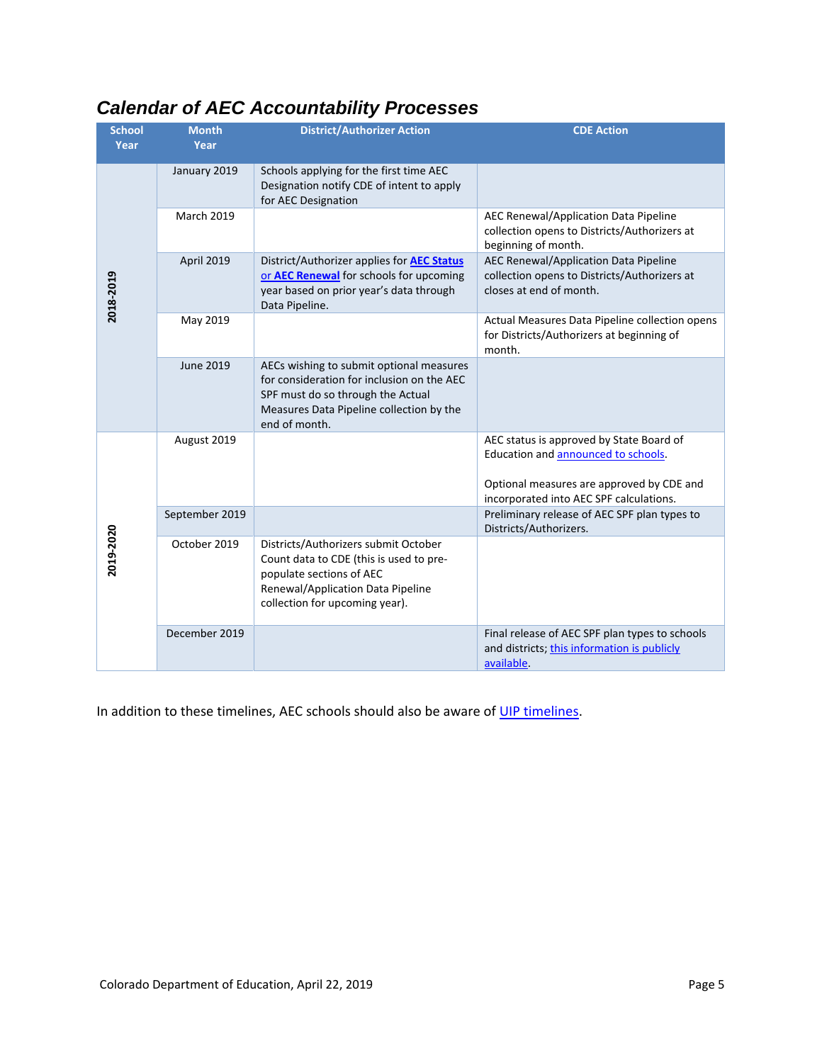## *Calendar of AEC Accountability Processes*

| School Year | Month Year | District/Authorizer Action | CDE Action |
|---|---|---|---|
| 2018-2019 | January 2019 | Schools applying for the first time AEC Designation notify CDE of intent to apply for AEC Designation | |
| | March 2019 | | AEC Renewal/Application Data Pipeline collection opens to Districts/Authorizers at beginning of month. |
| | April 2019 | District/Authorizer applies for **AEC Status or AEC Renewal** for schools for upcoming year based on prior year's data through Data Pipeline. | AEC Renewal/Application Data Pipeline collection opens to Districts/Authorizers at closes at end of month. |
| | May 2019 | | Actual Measures Data Pipeline collection opens for Districts/Authorizers at beginning of month. |
| | June 2019 | AECs wishing to submit optional measures for consideration for inclusion on the AEC SPF must do so through the Actual Measures Data Pipeline collection by the end of month. | |
| 2019-2020 | August 2019 | | AEC status is approved by State Board of Education and announced to schools.<br><br>Optional measures are approved by CDE and incorporated into AEC SPF calculations. |
| | September 2019 | | Preliminary release of AEC SPF plan types to Districts/Authorizers. |
| | October 2019 | Districts/Authorizers submit October Count data to CDE (this is used to pre-populate sections of AEC Renewal/Application Data Pipeline collection for upcoming year). | |
| | December 2019 | | Final release of AEC SPF plan types to schools and districts; this information is publicly available. |

In addition to these timelines, AEC schools should also be aware of UIP timelines.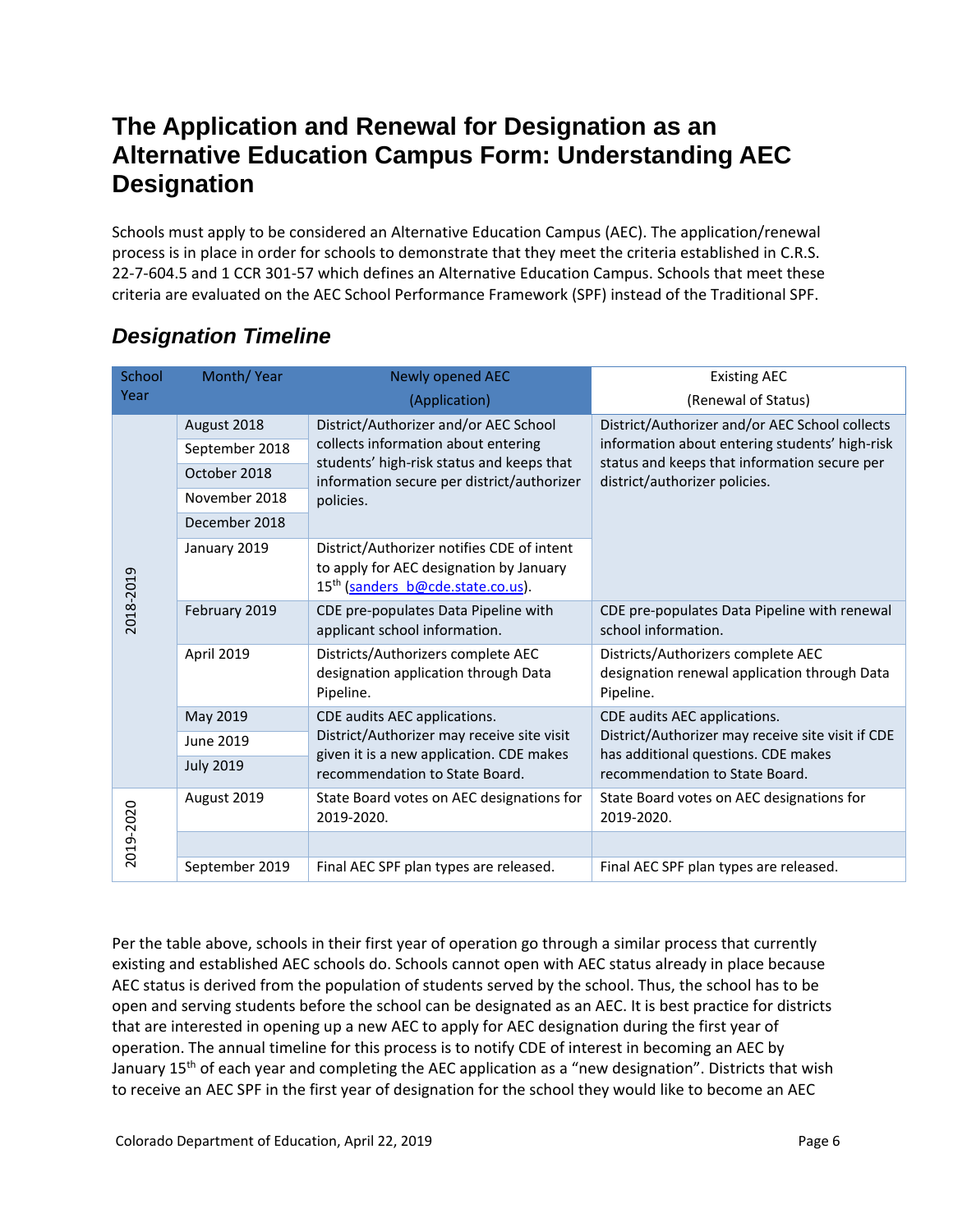# The Application and Renewal for Designation as an Alternative Education Campus Form: Understanding AEC Designation

Schools must apply to be considered an Alternative Education Campus (AEC). The application/renewal process is in place in order for schools to demonstrate that they meet the criteria established in C.R.S. 22-7-604.5 and 1 CCR 301-57 which defines an Alternative Education Campus. Schools that meet these criteria are evaluated on the AEC School Performance Framework (SPF) instead of the Traditional SPF.

## *Designation Timeline*

| School Year | Month/ Year | Newly opened AEC (Application) | Existing AEC (Renewal of Status) |
|---|---|---|---|
| 2018-2019 | August 2018 | District/Authorizer and/or AEC School collects information about entering students' high-risk status and keeps that information secure per district/authorizer policies. | District/Authorizer and/or AEC School collects information about entering students' high-risk status and keeps that information secure per district/authorizer policies. |
| | September 2018 | | |
| | October 2018 | | |
| | November 2018 | | |
| | December 2018 | | |
| | January 2019 | District/Authorizer notifies CDE of intent to apply for AEC designation by January 15th (sanders_b@cde.state.co.us). | |
| | February 2019 | CDE pre-populates Data Pipeline with applicant school information. | CDE pre-populates Data Pipeline with renewal school information. |
| | April 2019 | Districts/Authorizers complete AEC designation application through Data Pipeline. | Districts/Authorizers complete AEC designation renewal application through Data Pipeline. |
| | May 2019 | CDE audits AEC applications. District/Authorizer may receive site visit given it is a new application. CDE makes recommendation to State Board. | CDE audits AEC applications. District/Authorizer may receive site visit if CDE has additional questions. CDE makes recommendation to State Board. |
| | June 2019 | | |
| | July 2019 | | |
| 2019-2020 | August 2019 | State Board votes on AEC designations for 2019-2020. | State Board votes on AEC designations for 2019-2020. |
| | | | |
| | September 2019 | Final AEC SPF plan types are released. | Final AEC SPF plan types are released. |

Per the table above, schools in their first year of operation go through a similar process that currently existing and established AEC schools do. Schools cannot open with AEC status already in place because AEC status is derived from the population of students served by the school. Thus, the school has to be open and serving students before the school can be designated as an AEC. It is best practice for districts that are interested in opening up a new AEC to apply for AEC designation during the first year of operation. The annual timeline for this process is to notify CDE of interest in becoming an AEC by January 15th of each year and completing the AEC application as a "new designation". Districts that wish to receive an AEC SPF in the first year of designation for the school they would like to become an AEC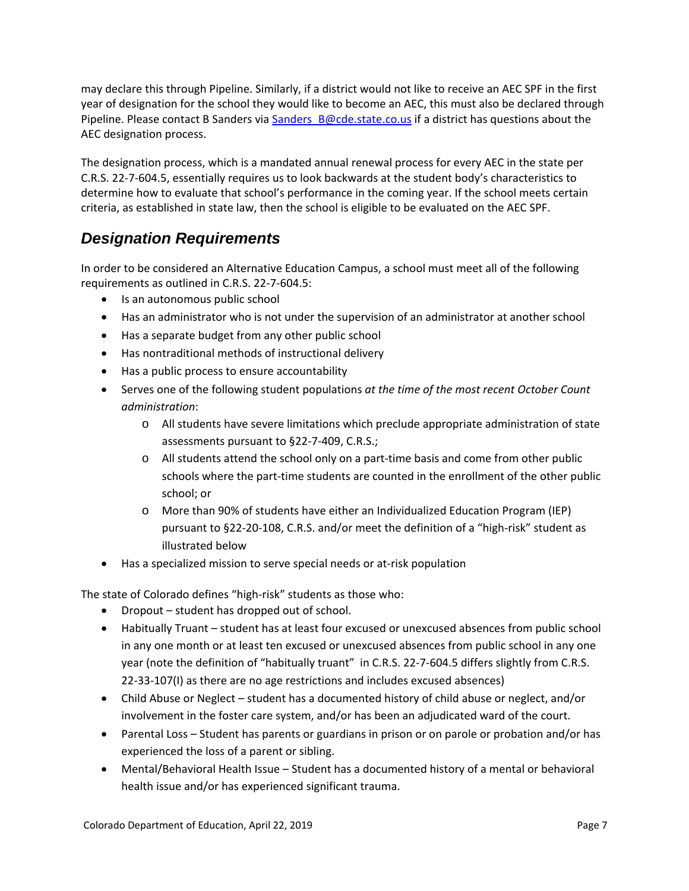may declare this through Pipeline. Similarly, if a district would not like to receive an AEC SPF in the first year of designation for the school they would like to become an AEC, this must also be declared through Pipeline. Please contact B Sanders via [Sanders_B@cde.state.co.us](mailto:Sanders_B@cde.state.co.us) if a district has questions about the AEC designation process.

The designation process, which is a mandated annual renewal process for every AEC in the state per C.R.S. 22-7-604.5, essentially requires us to look backwards at the student body's characteristics to determine how to evaluate that school's performance in the coming year. If the school meets certain criteria, as established in state law, then the school is eligible to be evaluated on the AEC SPF.

## *Designation Requirements*

In order to be considered an Alternative Education Campus, a school must meet all of the following requirements as outlined in C.R.S. 22-7-604.5:

- Is an autonomous public school
- Has an administrator who is not under the supervision of an administrator at another school
- Has a separate budget from any other public school
- Has nontraditional methods of instructional delivery
- Has a public process to ensure accountability
- Serves one of the following student populations *at the time of the most recent October Count administration*:
    - All students have severe limitations which preclude appropriate administration of state assessments pursuant to §22-7-409, C.R.S.;
    - All students attend the school only on a part-time basis and come from other public schools where the part-time students are counted in the enrollment of the other public school; or
    - More than 90% of students have either an Individualized Education Program (IEP) pursuant to §22-20-108, C.R.S. and/or meet the definition of a "high-risk" student as illustrated below
- Has a specialized mission to serve special needs or at-risk population

The state of Colorado defines "high-risk" students as those who:

- Dropout – student has dropped out of school.
- Habitually Truant – student has at least four excused or unexcused absences from public school in any one month or at least ten excused or unexcused absences from public school in any one year (note the definition of "habitually truant" in C.R.S. 22-7-604.5 differs slightly from C.R.S. 22-33-107(I) as there are no age restrictions and includes excused absences)
- Child Abuse or Neglect – student has a documented history of child abuse or neglect, and/or involvement in the foster care system, and/or has been an adjudicated ward of the court.
- Parental Loss – Student has parents or guardians in prison or on parole or probation and/or has experienced the loss of a parent or sibling.
- Mental/Behavioral Health Issue – Student has a documented history of a mental or behavioral health issue and/or has experienced significant trauma.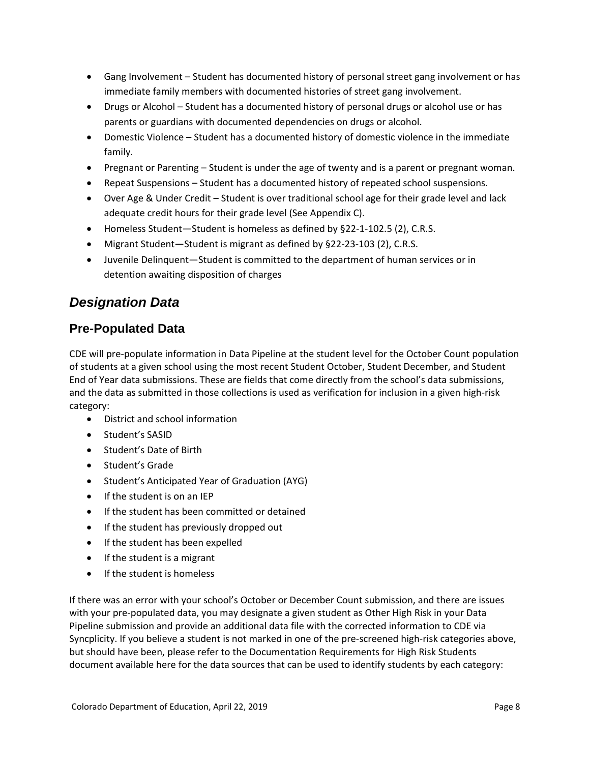- Gang Involvement – Student has documented history of personal street gang involvement or has immediate family members with documented histories of street gang involvement.
- Drugs or Alcohol – Student has a documented history of personal drugs or alcohol use or has parents or guardians with documented dependencies on drugs or alcohol.
- Domestic Violence – Student has a documented history of domestic violence in the immediate family.
- Pregnant or Parenting – Student is under the age of twenty and is a parent or pregnant woman.
- Repeat Suspensions – Student has a documented history of repeated school suspensions.
- Over Age & Under Credit – Student is over traditional school age for their grade level and lack adequate credit hours for their grade level (See Appendix C).
- Homeless Student—Student is homeless as defined by §22-1-102.5 (2), C.R.S.
- Migrant Student—Student is migrant as defined by §22-23-103 (2), C.R.S.
- Juvenile Delinquent—Student is committed to the department of human services or in detention awaiting disposition of charges

## *Designation Data*

### Pre-Populated Data

CDE will pre-populate information in Data Pipeline at the student level for the October Count population of students at a given school using the most recent Student October, Student December, and Student End of Year data submissions. These are fields that come directly from the school's data submissions, and the data as submitted in those collections is used as verification for inclusion in a given high-risk category:

- District and school information
- Student's SASID
- Student's Date of Birth
- Student's Grade
- Student's Anticipated Year of Graduation (AYG)
- If the student is on an IEP
- If the student has been committed or detained
- If the student has previously dropped out
- If the student has been expelled
- If the student is a migrant
- If the student is homeless

If there was an error with your school's October or December Count submission, and there are issues with your pre-populated data, you may designate a given student as Other High Risk in your Data Pipeline submission and provide an additional data file with the corrected information to CDE via Syncplicity. If you believe a student is not marked in one of the pre-screened high-risk categories above, but should have been, please refer to the Documentation Requirements for High Risk Students document available here for the data sources that can be used to identify students by each category: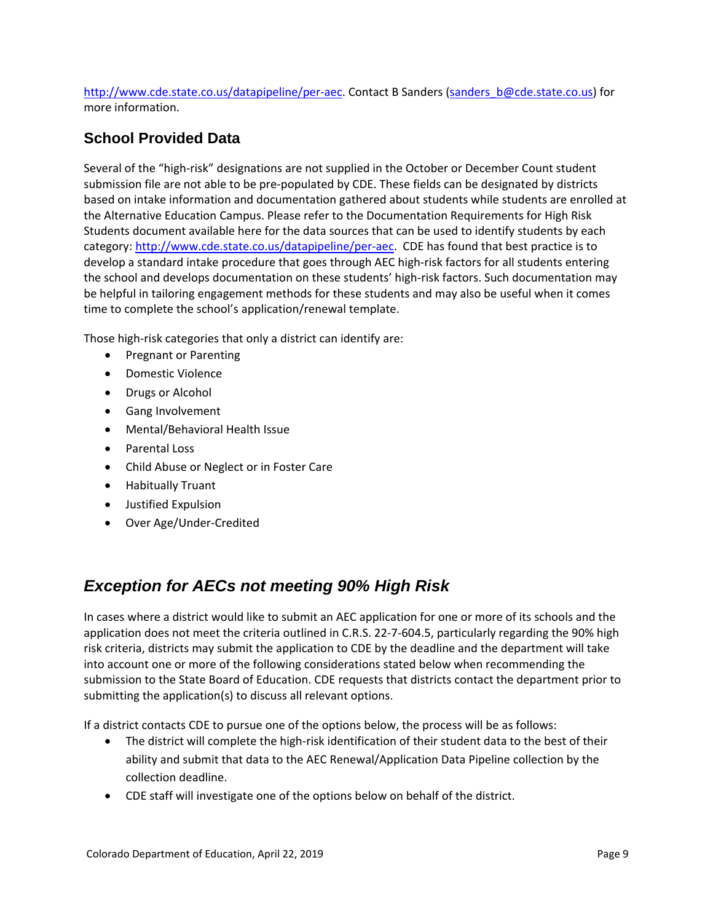http://www.cde.state.co.us/datapipeline/per-aec. Contact B Sanders (sanders_b@cde.state.co.us) for more information.

## School Provided Data

Several of the "high-risk" designations are not supplied in the October or December Count student submission file are not able to be pre-populated by CDE. These fields can be designated by districts based on intake information and documentation gathered about students while students are enrolled at the Alternative Education Campus. Please refer to the Documentation Requirements for High Risk Students document available here for the data sources that can be used to identify students by each category: http://www.cde.state.co.us/datapipeline/per-aec. CDE has found that best practice is to develop a standard intake procedure that goes through AEC high-risk factors for all students entering the school and develops documentation on these students' high-risk factors. Such documentation may be helpful in tailoring engagement methods for these students and may also be useful when it comes time to complete the school's application/renewal template.

Those high-risk categories that only a district can identify are:

- Pregnant or Parenting
- Domestic Violence
- Drugs or Alcohol
- Gang Involvement
- Mental/Behavioral Health Issue
- Parental Loss
- Child Abuse or Neglect or in Foster Care
- Habitually Truant
- Justified Expulsion
- Over Age/Under-Credited

## *Exception for AECs not meeting 90% High Risk*

In cases where a district would like to submit an AEC application for one or more of its schools and the application does not meet the criteria outlined in C.R.S. 22-7-604.5, particularly regarding the 90% high risk criteria, districts may submit the application to CDE by the deadline and the department will take into account one or more of the following considerations stated below when recommending the submission to the State Board of Education. CDE requests that districts contact the department prior to submitting the application(s) to discuss all relevant options.

If a district contacts CDE to pursue one of the options below, the process will be as follows:

- The district will complete the high-risk identification of their student data to the best of their ability and submit that data to the AEC Renewal/Application Data Pipeline collection by the collection deadline.
- CDE staff will investigate one of the options below on behalf of the district.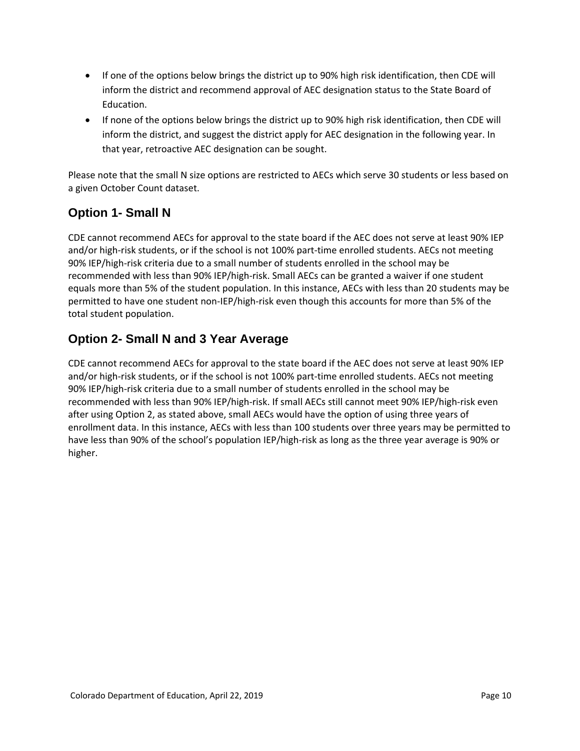- If one of the options below brings the district up to 90% high risk identification, then CDE will inform the district and recommend approval of AEC designation status to the State Board of Education.
- If none of the options below brings the district up to 90% high risk identification, then CDE will inform the district, and suggest the district apply for AEC designation in the following year. In that year, retroactive AEC designation can be sought.

Please note that the small N size options are restricted to AECs which serve 30 students or less based on a given October Count dataset.

## Option 1- Small N

CDE cannot recommend AECs for approval to the state board if the AEC does not serve at least 90% IEP and/or high-risk students, or if the school is not 100% part-time enrolled students. AECs not meeting 90% IEP/high-risk criteria due to a small number of students enrolled in the school may be recommended with less than 90% IEP/high-risk. Small AECs can be granted a waiver if one student equals more than 5% of the student population. In this instance, AECs with less than 20 students may be permitted to have one student non-IEP/high-risk even though this accounts for more than 5% of the total student population.

## Option 2- Small N and 3 Year Average

CDE cannot recommend AECs for approval to the state board if the AEC does not serve at least 90% IEP and/or high-risk students, or if the school is not 100% part-time enrolled students. AECs not meeting 90% IEP/high-risk criteria due to a small number of students enrolled in the school may be recommended with less than 90% IEP/high-risk. If small AECs still cannot meet 90% IEP/high-risk even after using Option 2, as stated above, small AECs would have the option of using three years of enrollment data. In this instance, AECs with less than 100 students over three years may be permitted to have less than 90% of the school's population IEP/high-risk as long as the three year average is 90% or higher.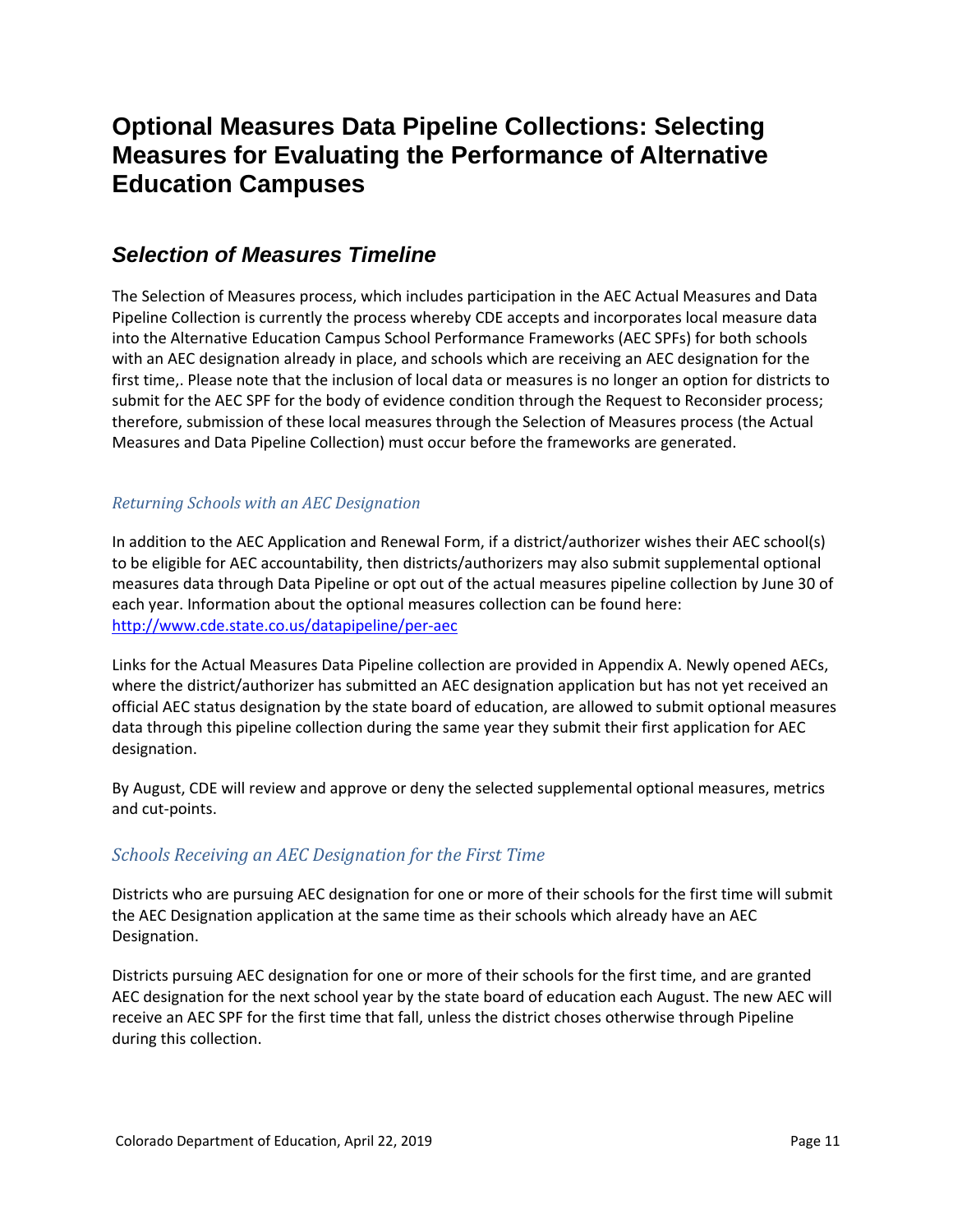# Optional Measures Data Pipeline Collections: Selecting Measures for Evaluating the Performance of Alternative Education Campuses

## *Selection of Measures Timeline*

The Selection of Measures process, which includes participation in the AEC Actual Measures and Data Pipeline Collection is currently the process whereby CDE accepts and incorporates local measure data into the Alternative Education Campus School Performance Frameworks (AEC SPFs) for both schools with an AEC designation already in place, and schools which are receiving an AEC designation for the first time,. Please note that the inclusion of local data or measures is no longer an option for districts to submit for the AEC SPF for the body of evidence condition through the Request to Reconsider process; therefore, submission of these local measures through the Selection of Measures process (the Actual Measures and Data Pipeline Collection) must occur before the frameworks are generated.

### *Returning Schools with an AEC Designation*

In addition to the AEC Application and Renewal Form, if a district/authorizer wishes their AEC school(s) to be eligible for AEC accountability, then districts/authorizers may also submit supplemental optional measures data through Data Pipeline or opt out of the actual measures pipeline collection by June 30 of each year. Information about the optional measures collection can be found here: http://www.cde.state.co.us/datapipeline/per-aec

Links for the Actual Measures Data Pipeline collection are provided in Appendix A. Newly opened AECs, where the district/authorizer has submitted an AEC designation application but has not yet received an official AEC status designation by the state board of education, are allowed to submit optional measures data through this pipeline collection during the same year they submit their first application for AEC designation.

By August, CDE will review and approve or deny the selected supplemental optional measures, metrics and cut-points.

### *Schools Receiving an AEC Designation for the First Time*

Districts who are pursuing AEC designation for one or more of their schools for the first time will submit the AEC Designation application at the same time as their schools which already have an AEC Designation.

Districts pursuing AEC designation for one or more of their schools for the first time, and are granted AEC designation for the next school year by the state board of education each August. The new AEC will receive an AEC SPF for the first time that fall, unless the district choses otherwise through Pipeline during this collection.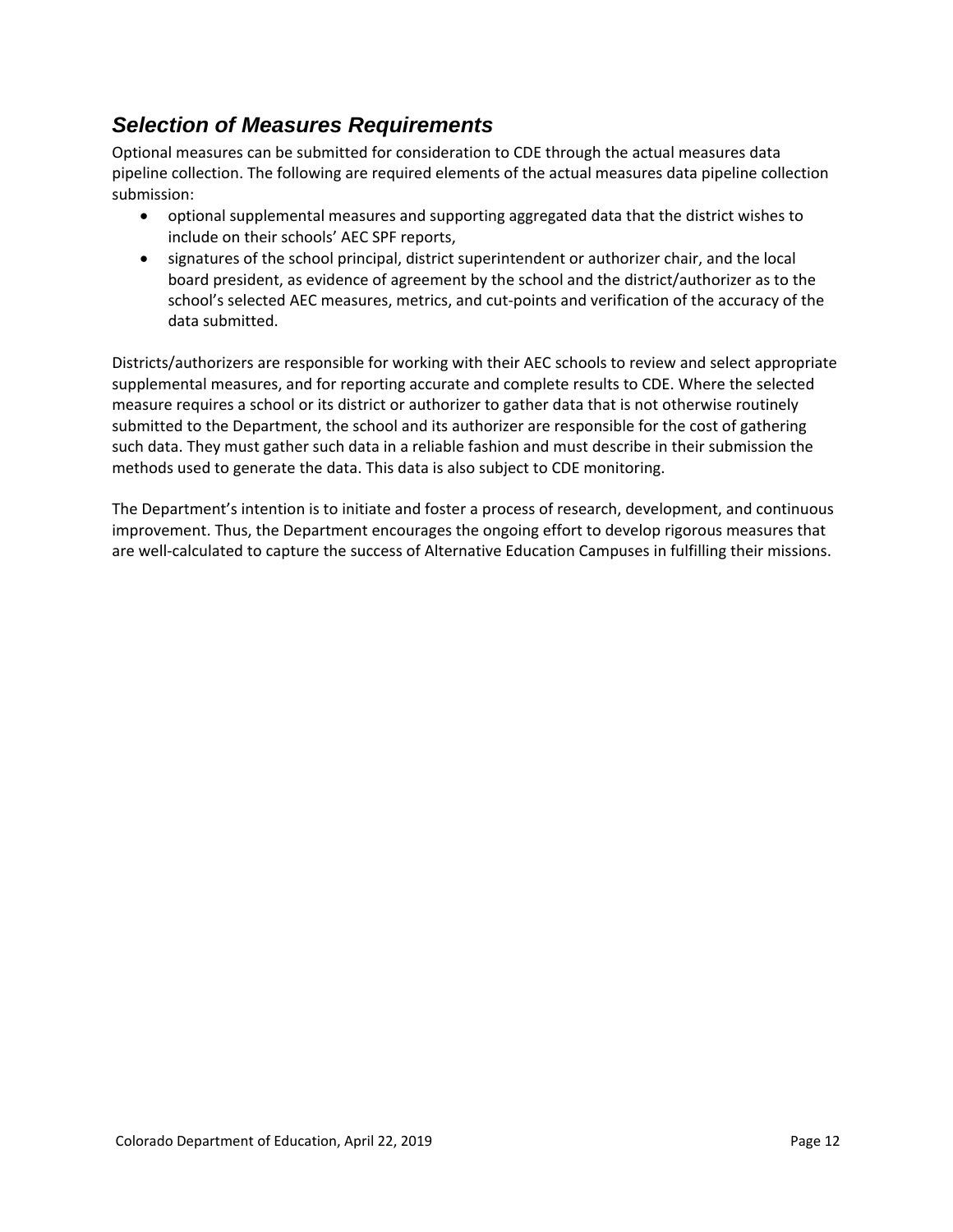## *Selection of Measures Requirements*

Optional measures can be submitted for consideration to CDE through the actual measures data pipeline collection. The following are required elements of the actual measures data pipeline collection submission:

- optional supplemental measures and supporting aggregated data that the district wishes to include on their schools' AEC SPF reports,
- signatures of the school principal, district superintendent or authorizer chair, and the local board president, as evidence of agreement by the school and the district/authorizer as to the school's selected AEC measures, metrics, and cut-points and verification of the accuracy of the data submitted.

Districts/authorizers are responsible for working with their AEC schools to review and select appropriate supplemental measures, and for reporting accurate and complete results to CDE. Where the selected measure requires a school or its district or authorizer to gather data that is not otherwise routinely submitted to the Department, the school and its authorizer are responsible for the cost of gathering such data. They must gather such data in a reliable fashion and must describe in their submission the methods used to generate the data. This data is also subject to CDE monitoring.

The Department's intention is to initiate and foster a process of research, development, and continuous improvement. Thus, the Department encourages the ongoing effort to develop rigorous measures that are well-calculated to capture the success of Alternative Education Campuses in fulfilling their missions.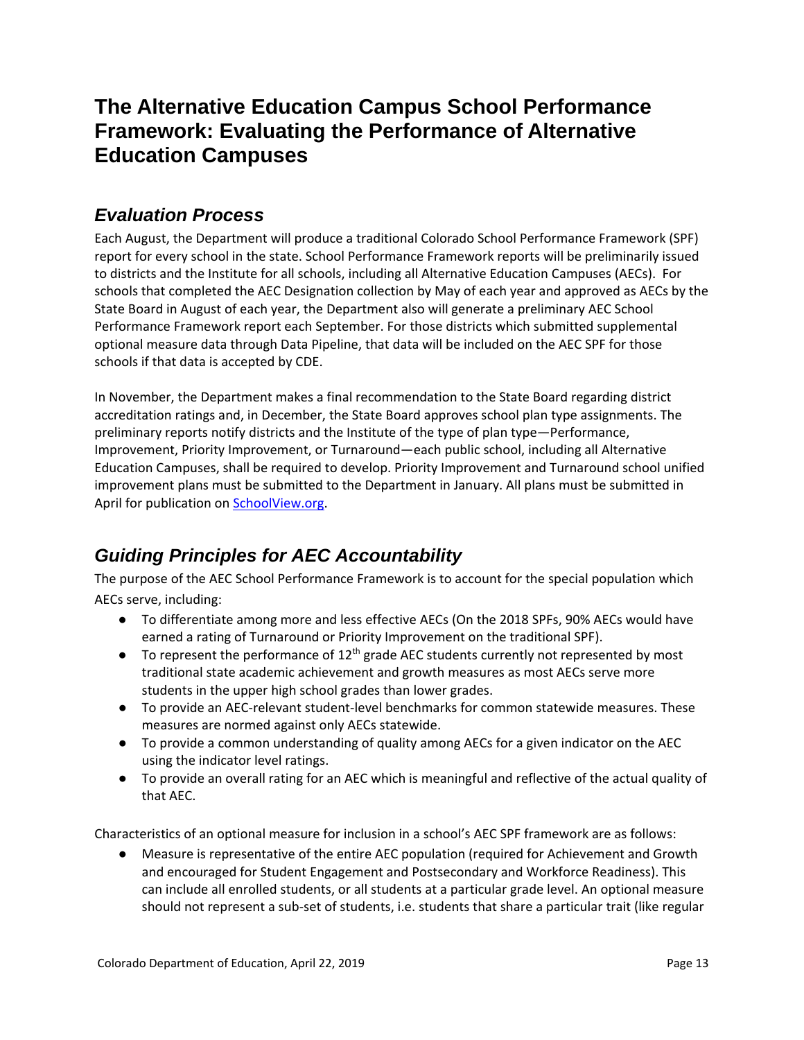# The Alternative Education Campus School Performance Framework: Evaluating the Performance of Alternative Education Campuses

## *Evaluation Process*

Each August, the Department will produce a traditional Colorado School Performance Framework (SPF) report for every school in the state. School Performance Framework reports will be preliminarily issued to districts and the Institute for all schools, including all Alternative Education Campuses (AECs). For schools that completed the AEC Designation collection by May of each year and approved as AECs by the State Board in August of each year, the Department also will generate a preliminary AEC School Performance Framework report each September. For those districts which submitted supplemental optional measure data through Data Pipeline, that data will be included on the AEC SPF for those schools if that data is accepted by CDE.

In November, the Department makes a final recommendation to the State Board regarding district accreditation ratings and, in December, the State Board approves school plan type assignments. The preliminary reports notify districts and the Institute of the type of plan type—Performance, Improvement, Priority Improvement, or Turnaround—each public school, including all Alternative Education Campuses, shall be required to develop. Priority Improvement and Turnaround school unified improvement plans must be submitted to the Department in January. All plans must be submitted in April for publication on [SchoolView.org](http://SchoolView.org).

## *Guiding Principles for AEC Accountability*

The purpose of the AEC School Performance Framework is to account for the special population which AECs serve, including:

- To differentiate among more and less effective AECs (On the 2018 SPFs, 90% AECs would have earned a rating of Turnaround or Priority Improvement on the traditional SPF).
- To represent the performance of 12th grade AEC students currently not represented by most traditional state academic achievement and growth measures as most AECs serve more students in the upper high school grades than lower grades.
- To provide an AEC-relevant student-level benchmarks for common statewide measures. These measures are normed against only AECs statewide.
- To provide a common understanding of quality among AECs for a given indicator on the AEC using the indicator level ratings.
- To provide an overall rating for an AEC which is meaningful and reflective of the actual quality of that AEC.

Characteristics of an optional measure for inclusion in a school's AEC SPF framework are as follows:

- Measure is representative of the entire AEC population (required for Achievement and Growth and encouraged for Student Engagement and Postsecondary and Workforce Readiness). This can include all enrolled students, or all students at a particular grade level. An optional measure should not represent a sub-set of students, i.e. students that share a particular trait (like regular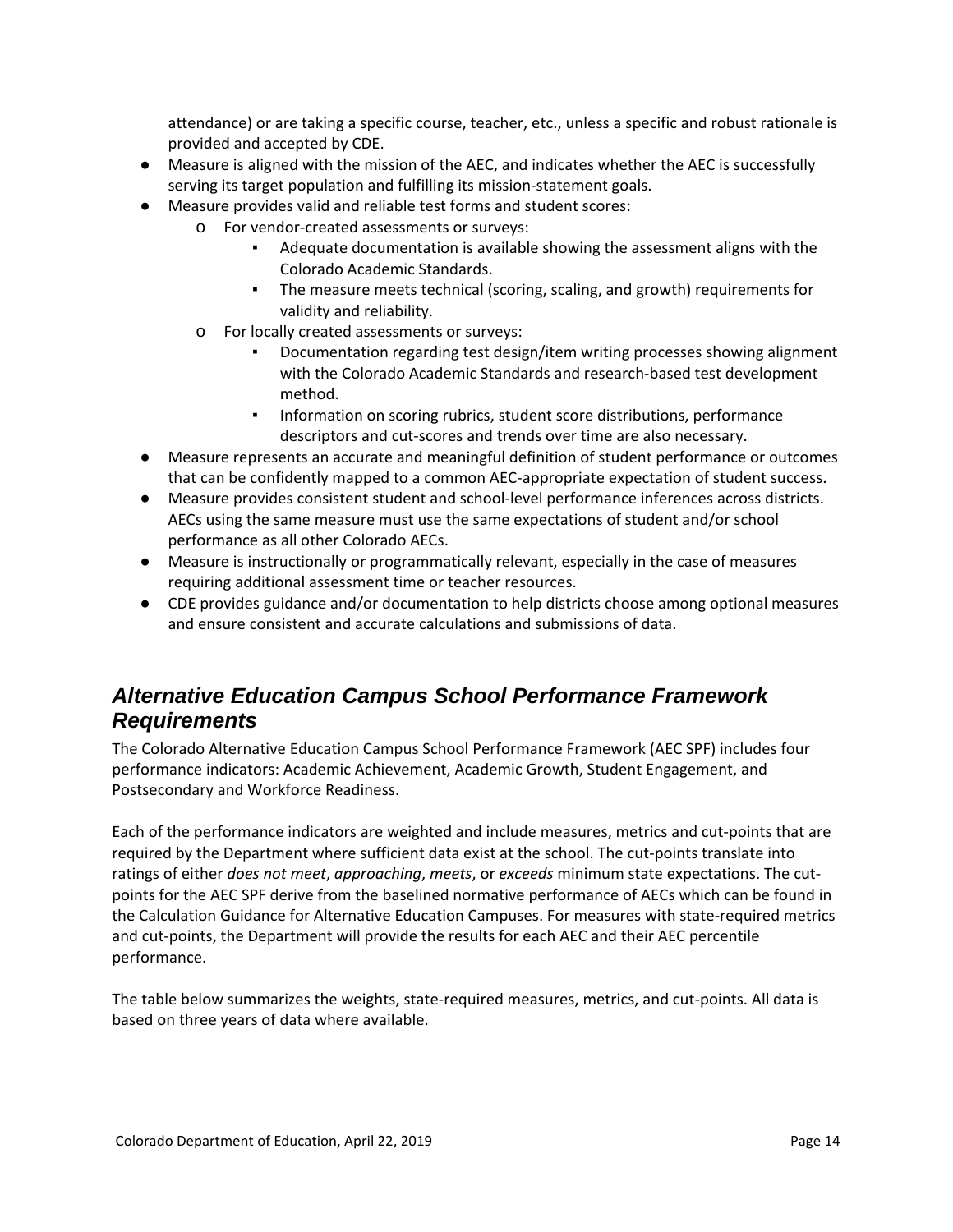attendance) or are taking a specific course, teacher, etc., unless a specific and robust rationale is provided and accepted by CDE.

- Measure is aligned with the mission of the AEC, and indicates whether the AEC is successfully serving its target population and fulfilling its mission-statement goals.
- Measure provides valid and reliable test forms and student scores:
  - For vendor-created assessments or surveys:
    - Adequate documentation is available showing the assessment aligns with the Colorado Academic Standards.
    - The measure meets technical (scoring, scaling, and growth) requirements for validity and reliability.
  - For locally created assessments or surveys:
    - Documentation regarding test design/item writing processes showing alignment with the Colorado Academic Standards and research-based test development method.
    - Information on scoring rubrics, student score distributions, performance descriptors and cut-scores and trends over time are also necessary.
- Measure represents an accurate and meaningful definition of student performance or outcomes that can be confidently mapped to a common AEC-appropriate expectation of student success.
- Measure provides consistent student and school-level performance inferences across districts. AECs using the same measure must use the same expectations of student and/or school performance as all other Colorado AECs.
- Measure is instructionally or programmatically relevant, especially in the case of measures requiring additional assessment time or teacher resources.
- CDE provides guidance and/or documentation to help districts choose among optional measures and ensure consistent and accurate calculations and submissions of data.

## *Alternative Education Campus School Performance Framework Requirements*

The Colorado Alternative Education Campus School Performance Framework (AEC SPF) includes four performance indicators: Academic Achievement, Academic Growth, Student Engagement, and Postsecondary and Workforce Readiness.

Each of the performance indicators are weighted and include measures, metrics and cut-points that are required by the Department where sufficient data exist at the school. The cut-points translate into ratings of either *does not meet*, *approaching*, *meets*, or *exceeds* minimum state expectations. The cut-points for the AEC SPF derive from the baselined normative performance of AECs which can be found in the Calculation Guidance for Alternative Education Campuses. For measures with state-required metrics and cut-points, the Department will provide the results for each AEC and their AEC percentile performance.

The table below summarizes the weights, state-required measures, metrics, and cut-points. All data is based on three years of data where available.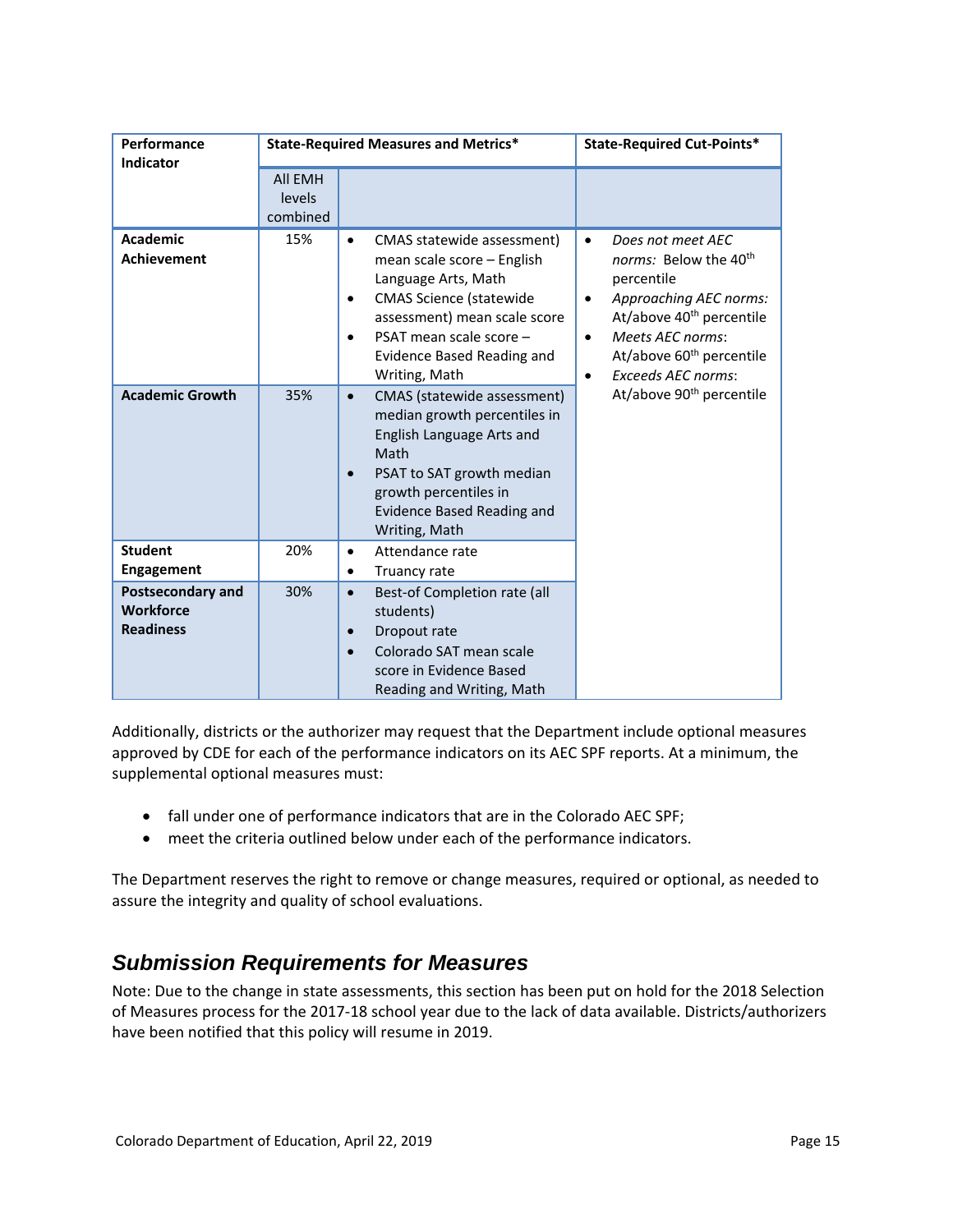| Performance Indicator | State-Required Measures and Metrics* | | State-Required Cut-Points* |
|---|---|---|---|
| | All EMH levels combined | | |
| **Academic Achievement** | 15% | • CMAS statewide assessment) mean scale score – English Language Arts, Math<br>• CMAS Science (statewide assessment) mean scale score<br>• PSAT mean scale score – Evidence Based Reading and Writing, Math | • *Does not meet AEC norms:* Below the 40th percentile<br>• *Approaching AEC norms:* At/above 40th percentile<br>• *Meets AEC norms*: At/above 60th percentile<br>• *Exceeds AEC norms*: At/above 90th percentile |
| **Academic Growth** | 35% | • CMAS (statewide assessment) median growth percentiles in English Language Arts and Math<br>• PSAT to SAT growth median growth percentiles in Evidence Based Reading and Writing, Math | |
| **Student Engagement** | 20% | • Attendance rate<br>• Truancy rate | |
| **Postsecondary and Workforce Readiness** | 30% | • Best-of Completion rate (all students)<br>• Dropout rate<br>• Colorado SAT mean scale score in Evidence Based Reading and Writing, Math | |

Additionally, districts or the authorizer may request that the Department include optional measures approved by CDE for each of the performance indicators on its AEC SPF reports. At a minimum, the supplemental optional measures must:

- fall under one of performance indicators that are in the Colorado AEC SPF;
- meet the criteria outlined below under each of the performance indicators.

The Department reserves the right to remove or change measures, required or optional, as needed to assure the integrity and quality of school evaluations.

## *Submission Requirements for Measures*

Note: Due to the change in state assessments, this section has been put on hold for the 2018 Selection of Measures process for the 2017-18 school year due to the lack of data available. Districts/authorizers have been notified that this policy will resume in 2019.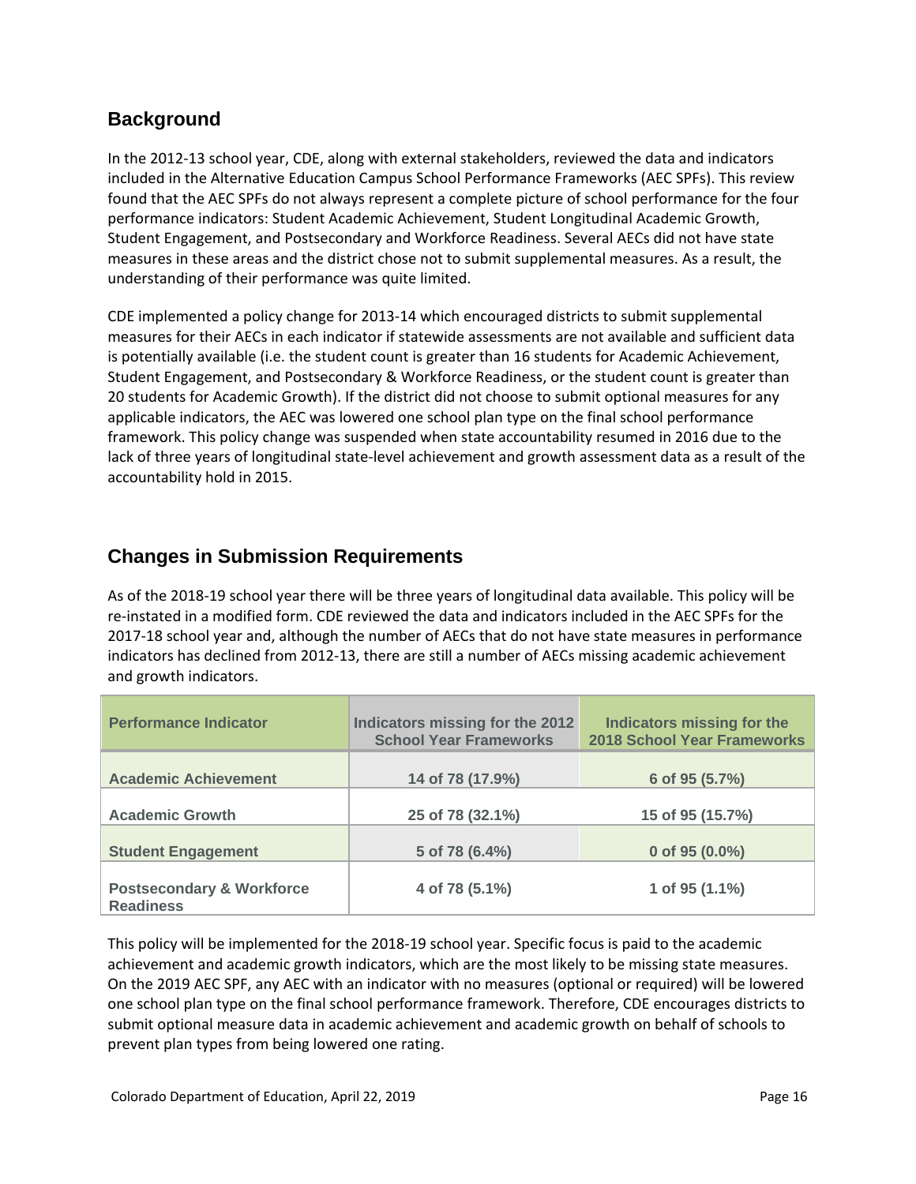## Background

In the 2012-13 school year, CDE, along with external stakeholders, reviewed the data and indicators included in the Alternative Education Campus School Performance Frameworks (AEC SPFs). This review found that the AEC SPFs do not always represent a complete picture of school performance for the four performance indicators: Student Academic Achievement, Student Longitudinal Academic Growth, Student Engagement, and Postsecondary and Workforce Readiness. Several AECs did not have state measures in these areas and the district chose not to submit supplemental measures. As a result, the understanding of their performance was quite limited.

CDE implemented a policy change for 2013-14 which encouraged districts to submit supplemental measures for their AECs in each indicator if statewide assessments are not available and sufficient data is potentially available (i.e. the student count is greater than 16 students for Academic Achievement, Student Engagement, and Postsecondary & Workforce Readiness, or the student count is greater than 20 students for Academic Growth). If the district did not choose to submit optional measures for any applicable indicators, the AEC was lowered one school plan type on the final school performance framework. This policy change was suspended when state accountability resumed in 2016 due to the lack of three years of longitudinal state-level achievement and growth assessment data as a result of the accountability hold in 2015.

## Changes in Submission Requirements

As of the 2018-19 school year there will be three years of longitudinal data available. This policy will be re-instated in a modified form. CDE reviewed the data and indicators included in the AEC SPFs for the 2017-18 school year and, although the number of AECs that do not have state measures in performance indicators has declined from 2012-13, there are still a number of AECs missing academic achievement and growth indicators.

| Performance Indicator | Indicators missing for the 2012 School Year Frameworks | Indicators missing for the 2018 School Year Frameworks |
|---|---|---|
| Academic Achievement | 14 of 78 (17.9%) | 6 of 95 (5.7%) |
| Academic Growth | 25 of 78 (32.1%) | 15 of 95 (15.7%) |
| Student Engagement | 5 of 78 (6.4%) | 0 of 95 (0.0%) |
| Postsecondary & Workforce Readiness | 4 of 78 (5.1%) | 1 of 95 (1.1%) |

This policy will be implemented for the 2018-19 school year. Specific focus is paid to the academic achievement and academic growth indicators, which are the most likely to be missing state measures. On the 2019 AEC SPF, any AEC with an indicator with no measures (optional or required) will be lowered one school plan type on the final school performance framework. Therefore, CDE encourages districts to submit optional measure data in academic achievement and academic growth on behalf of schools to prevent plan types from being lowered one rating.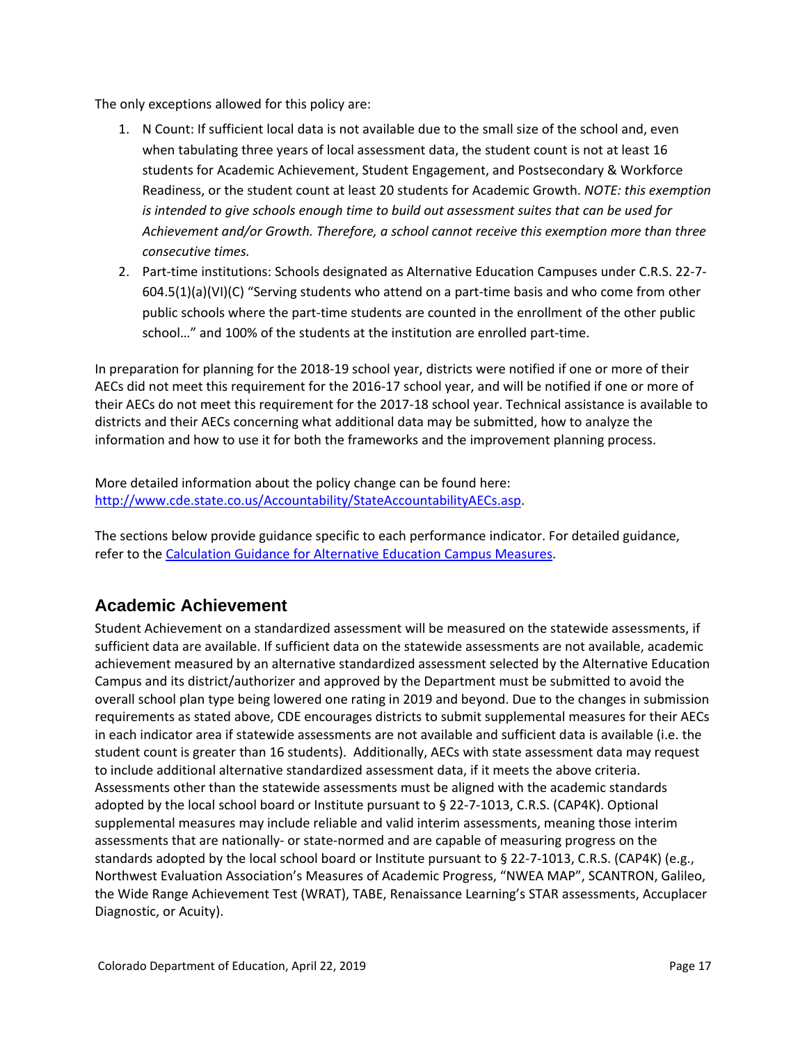The only exceptions allowed for this policy are:

1. N Count: If sufficient local data is not available due to the small size of the school and, even when tabulating three years of local assessment data, the student count is not at least 16 students for Academic Achievement, Student Engagement, and Postsecondary & Workforce Readiness, or the student count at least 20 students for Academic Growth. *NOTE: this exemption is intended to give schools enough time to build out assessment suites that can be used for Achievement and/or Growth. Therefore, a school cannot receive this exemption more than three consecutive times.*
2. Part-time institutions: Schools designated as Alternative Education Campuses under C.R.S. 22-7-604.5(1)(a)(VI)(C) "Serving students who attend on a part-time basis and who come from other public schools where the part-time students are counted in the enrollment of the other public school…" and 100% of the students at the institution are enrolled part-time.

In preparation for planning for the 2018-19 school year, districts were notified if one or more of their AECs did not meet this requirement for the 2016-17 school year, and will be notified if one or more of their AECs do not meet this requirement for the 2017-18 school year. Technical assistance is available to districts and their AECs concerning what additional data may be submitted, how to analyze the information and how to use it for both the frameworks and the improvement planning process.

More detailed information about the policy change can be found here: [http://www.cde.state.co.us/Accountability/StateAccountabilityAECs.asp](http://www.cde.state.co.us/Accountability/StateAccountabilityAECs.asp).

The sections below provide guidance specific to each performance indicator. For detailed guidance, refer to the [Calculation Guidance for Alternative Education Campus Measures](#).

## Academic Achievement

Student Achievement on a standardized assessment will be measured on the statewide assessments, if sufficient data are available. If sufficient data on the statewide assessments are not available, academic achievement measured by an alternative standardized assessment selected by the Alternative Education Campus and its district/authorizer and approved by the Department must be submitted to avoid the overall school plan type being lowered one rating in 2019 and beyond. Due to the changes in submission requirements as stated above, CDE encourages districts to submit supplemental measures for their AECs in each indicator area if statewide assessments are not available and sufficient data is available (i.e. the student count is greater than 16 students). Additionally, AECs with state assessment data may request to include additional alternative standardized assessment data, if it meets the above criteria. Assessments other than the statewide assessments must be aligned with the academic standards adopted by the local school board or Institute pursuant to § 22-7-1013, C.R.S. (CAP4K). Optional supplemental measures may include reliable and valid interim assessments, meaning those interim assessments that are nationally- or state-normed and are capable of measuring progress on the standards adopted by the local school board or Institute pursuant to § 22-7-1013, C.R.S. (CAP4K) (e.g., Northwest Evaluation Association's Measures of Academic Progress, "NWEA MAP", SCANTRON, Galileo, the Wide Range Achievement Test (WRAT), TABE, Renaissance Learning's STAR assessments, Accuplacer Diagnostic, or Acuity).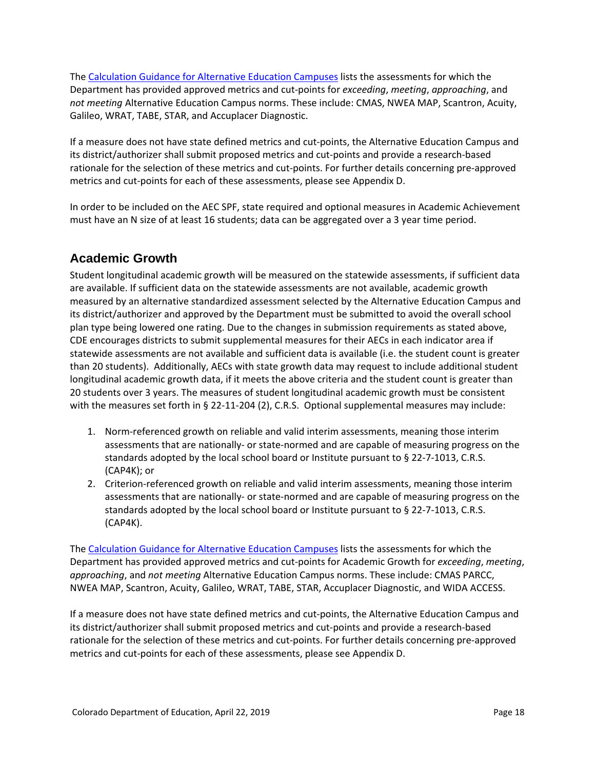The [Calculation Guidance for Alternative Education Campuses](Calculation Guidance for Alternative Education Campuses) lists the assessments for which the Department has provided approved metrics and cut-points for *exceeding*, *meeting*, *approaching*, and *not meeting* Alternative Education Campus norms. These include: CMAS, NWEA MAP, Scantron, Acuity, Galileo, WRAT, TABE, STAR, and Accuplacer Diagnostic.

If a measure does not have state defined metrics and cut-points, the Alternative Education Campus and its district/authorizer shall submit proposed metrics and cut-points and provide a research-based rationale for the selection of these metrics and cut-points. For further details concerning pre-approved metrics and cut-points for each of these assessments, please see Appendix D.

In order to be included on the AEC SPF, state required and optional measures in Academic Achievement must have an N size of at least 16 students; data can be aggregated over a 3 year time period.

## Academic Growth

Student longitudinal academic growth will be measured on the statewide assessments, if sufficient data are available. If sufficient data on the statewide assessments are not available, academic growth measured by an alternative standardized assessment selected by the Alternative Education Campus and its district/authorizer and approved by the Department must be submitted to avoid the overall school plan type being lowered one rating. Due to the changes in submission requirements as stated above, CDE encourages districts to submit supplemental measures for their AECs in each indicator area if statewide assessments are not available and sufficient data is available (i.e. the student count is greater than 20 students). Additionally, AECs with state growth data may request to include additional student longitudinal academic growth data, if it meets the above criteria and the student count is greater than 20 students over 3 years. The measures of student longitudinal academic growth must be consistent with the measures set forth in § 22-11-204 (2), C.R.S. Optional supplemental measures may include:

1. Norm-referenced growth on reliable and valid interim assessments, meaning those interim assessments that are nationally- or state-normed and are capable of measuring progress on the standards adopted by the local school board or Institute pursuant to § 22-7-1013, C.R.S. (CAP4K); or
2. Criterion-referenced growth on reliable and valid interim assessments, meaning those interim assessments that are nationally- or state-normed and are capable of measuring progress on the standards adopted by the local school board or Institute pursuant to § 22-7-1013, C.R.S. (CAP4K).

The [Calculation Guidance for Alternative Education Campuses](Calculation Guidance for Alternative Education Campuses) lists the assessments for which the Department has provided approved metrics and cut-points for Academic Growth for *exceeding*, *meeting*, *approaching*, and *not meeting* Alternative Education Campus norms. These include: CMAS PARCC, NWEA MAP, Scantron, Acuity, Galileo, WRAT, TABE, STAR, Accuplacer Diagnostic, and WIDA ACCESS.

If a measure does not have state defined metrics and cut-points, the Alternative Education Campus and its district/authorizer shall submit proposed metrics and cut-points and provide a research-based rationale for the selection of these metrics and cut-points. For further details concerning pre-approved metrics and cut-points for each of these assessments, please see Appendix D.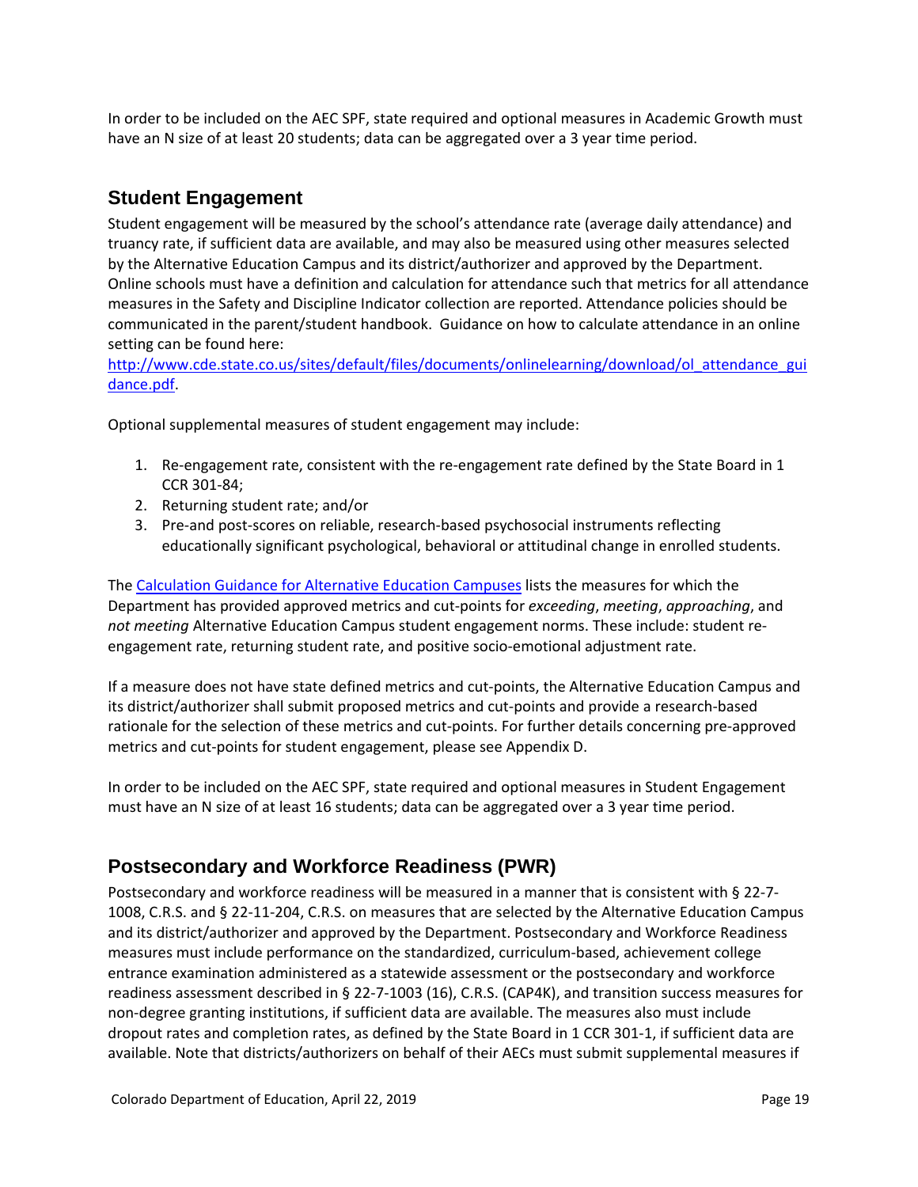In order to be included on the AEC SPF, state required and optional measures in Academic Growth must have an N size of at least 20 students; data can be aggregated over a 3 year time period.

## Student Engagement

Student engagement will be measured by the school's attendance rate (average daily attendance) and truancy rate, if sufficient data are available, and may also be measured using other measures selected by the Alternative Education Campus and its district/authorizer and approved by the Department. Online schools must have a definition and calculation for attendance such that metrics for all attendance measures in the Safety and Discipline Indicator collection are reported. Attendance policies should be communicated in the parent/student handbook. Guidance on how to calculate attendance in an online setting can be found here: [http://www.cde.state.co.us/sites/default/files/documents/onlinelearning/download/ol_attendance_guidance.pdf](http://www.cde.state.co.us/sites/default/files/documents/onlinelearning/download/ol_attendance_guidance.pdf).

Optional supplemental measures of student engagement may include:

1. Re-engagement rate, consistent with the re-engagement rate defined by the State Board in 1 CCR 301-84;
2. Returning student rate; and/or
3. Pre-and post-scores on reliable, research-based psychosocial instruments reflecting educationally significant psychological, behavioral or attitudinal change in enrolled students.

The Calculation Guidance for Alternative Education Campuses lists the measures for which the Department has provided approved metrics and cut-points for *exceeding*, *meeting*, *approaching*, and *not meeting* Alternative Education Campus student engagement norms. These include: student re-engagement rate, returning student rate, and positive socio-emotional adjustment rate.

If a measure does not have state defined metrics and cut-points, the Alternative Education Campus and its district/authorizer shall submit proposed metrics and cut-points and provide a research-based rationale for the selection of these metrics and cut-points. For further details concerning pre-approved metrics and cut-points for student engagement, please see Appendix D.

In order to be included on the AEC SPF, state required and optional measures in Student Engagement must have an N size of at least 16 students; data can be aggregated over a 3 year time period.

## Postsecondary and Workforce Readiness (PWR)

Postsecondary and workforce readiness will be measured in a manner that is consistent with § 22-7-1008, C.R.S. and § 22-11-204, C.R.S. on measures that are selected by the Alternative Education Campus and its district/authorizer and approved by the Department. Postsecondary and Workforce Readiness measures must include performance on the standardized, curriculum-based, achievement college entrance examination administered as a statewide assessment or the postsecondary and workforce readiness assessment described in § 22-7-1003 (16), C.R.S. (CAP4K), and transition success measures for non-degree granting institutions, if sufficient data are available. The measures also must include dropout rates and completion rates, as defined by the State Board in 1 CCR 301-1, if sufficient data are available. Note that districts/authorizers on behalf of their AECs must submit supplemental measures if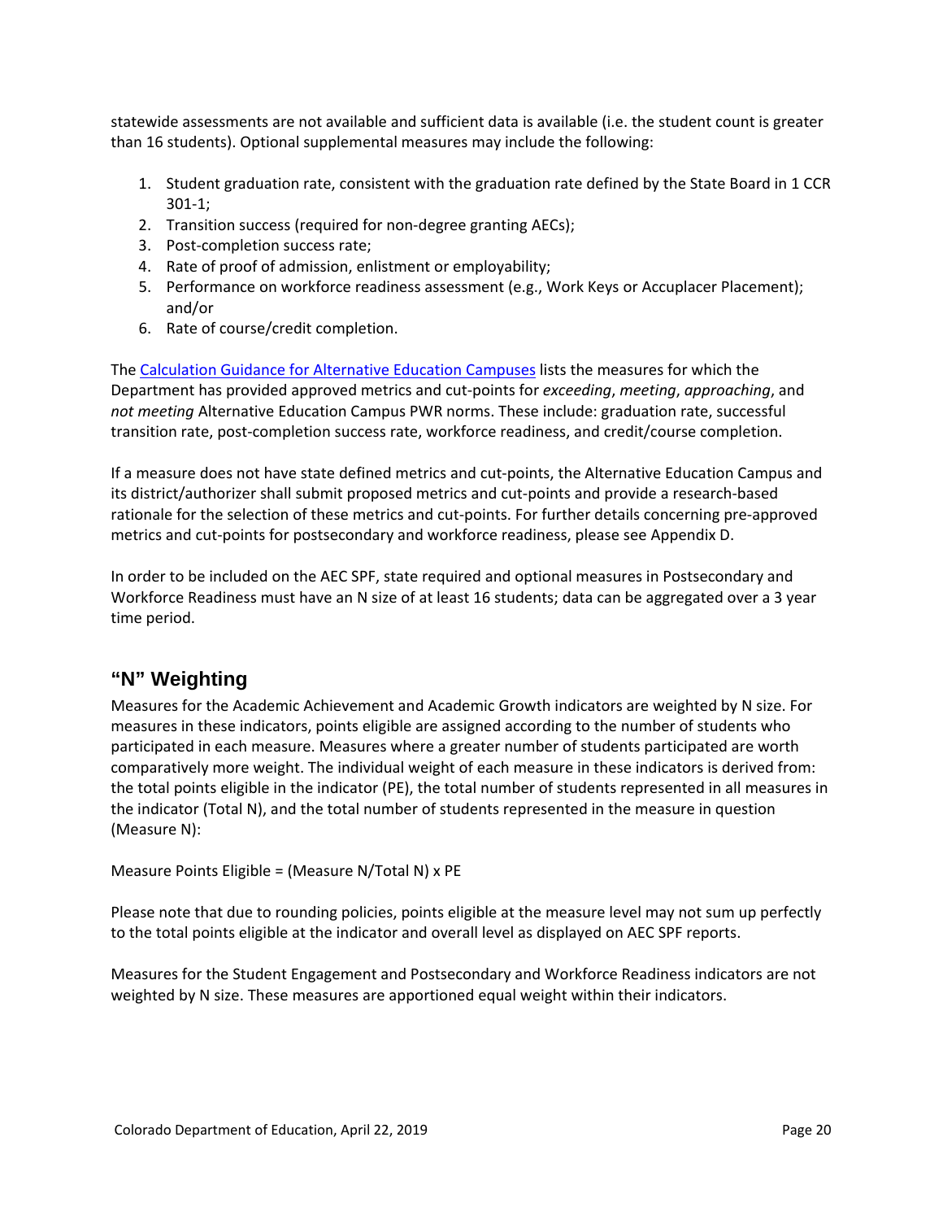statewide assessments are not available and sufficient data is available (i.e. the student count is greater than 16 students). Optional supplemental measures may include the following:

1. Student graduation rate, consistent with the graduation rate defined by the State Board in 1 CCR 301-1;
2. Transition success (required for non-degree granting AECs);
3. Post-completion success rate;
4. Rate of proof of admission, enlistment or employability;
5. Performance on workforce readiness assessment (e.g., Work Keys or Accuplacer Placement); and/or
6. Rate of course/credit completion.

The [Calculation Guidance for Alternative Education Campuses] lists the measures for which the Department has provided approved metrics and cut-points for *exceeding*, *meeting*, *approaching*, and *not meeting* Alternative Education Campus PWR norms. These include: graduation rate, successful transition rate, post-completion success rate, workforce readiness, and credit/course completion.

If a measure does not have state defined metrics and cut-points, the Alternative Education Campus and its district/authorizer shall submit proposed metrics and cut-points and provide a research-based rationale for the selection of these metrics and cut-points. For further details concerning pre-approved metrics and cut-points for postsecondary and workforce readiness, please see Appendix D.

In order to be included on the AEC SPF, state required and optional measures in Postsecondary and Workforce Readiness must have an N size of at least 16 students; data can be aggregated over a 3 year time period.

## "N" Weighting

Measures for the Academic Achievement and Academic Growth indicators are weighted by N size. For measures in these indicators, points eligible are assigned according to the number of students who participated in each measure. Measures where a greater number of students participated are worth comparatively more weight. The individual weight of each measure in these indicators is derived from: the total points eligible in the indicator (PE), the total number of students represented in all measures in the indicator (Total N), and the total number of students represented in the measure in question (Measure N):

Measure Points Eligible = (Measure N/Total N) x PE

Please note that due to rounding policies, points eligible at the measure level may not sum up perfectly to the total points eligible at the indicator and overall level as displayed on AEC SPF reports.

Measures for the Student Engagement and Postsecondary and Workforce Readiness indicators are not weighted by N size. These measures are apportioned equal weight within their indicators.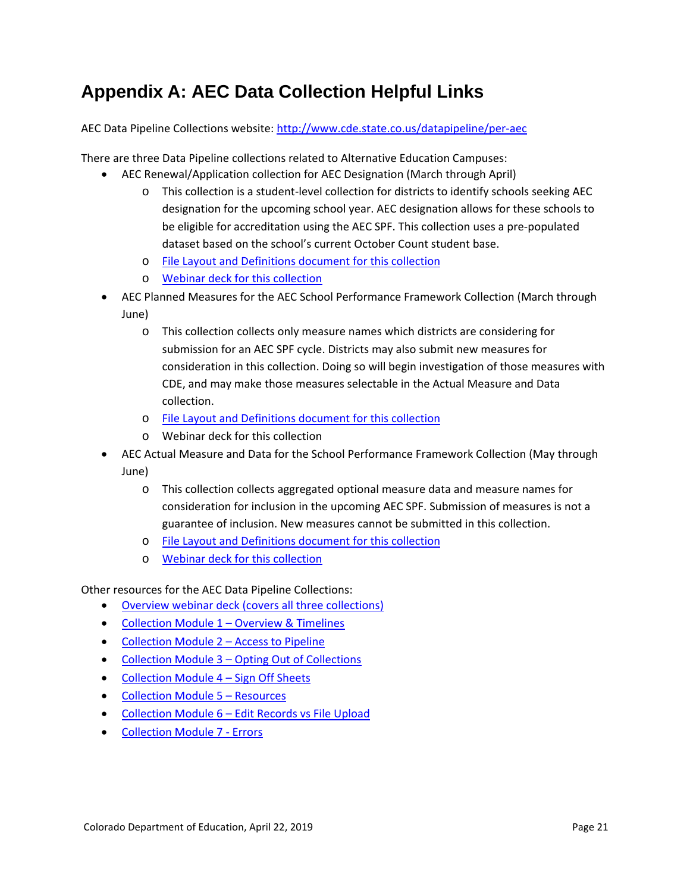# Appendix A: AEC Data Collection Helpful Links

AEC Data Pipeline Collections website: [http://www.cde.state.co.us/datapipeline/per-aec](http://www.cde.state.co.us/datapipeline/per-aec)

There are three Data Pipeline collections related to Alternative Education Campuses:

- AEC Renewal/Application collection for AEC Designation (March through April)
  - This collection is a student-level collection for districts to identify schools seeking AEC designation for the upcoming school year. AEC designation allows for these schools to be eligible for accreditation using the AEC SPF. This collection uses a pre-populated dataset based on the school's current October Count student base.
  - File Layout and Definitions document for this collection
  - Webinar deck for this collection
- AEC Planned Measures for the AEC School Performance Framework Collection (March through June)
  - This collection collects only measure names which districts are considering for submission for an AEC SPF cycle. Districts may also submit new measures for consideration in this collection. Doing so will begin investigation of those measures with CDE, and may make those measures selectable in the Actual Measure and Data collection.
  - File Layout and Definitions document for this collection
  - Webinar deck for this collection
- AEC Actual Measure and Data for the School Performance Framework Collection (May through June)
  - This collection collects aggregated optional measure data and measure names for consideration for inclusion in the upcoming AEC SPF. Submission of measures is not a guarantee of inclusion. New measures cannot be submitted in this collection.
  - File Layout and Definitions document for this collection
  - Webinar deck for this collection

Other resources for the AEC Data Pipeline Collections:

- Overview webinar deck (covers all three collections)
- Collection Module 1 – Overview & Timelines
- Collection Module 2 – Access to Pipeline
- Collection Module 3 – Opting Out of Collections
- Collection Module 4 – Sign Off Sheets
- Collection Module 5 – Resources
- Collection Module 6 – Edit Records vs File Upload
- Collection Module 7 - Errors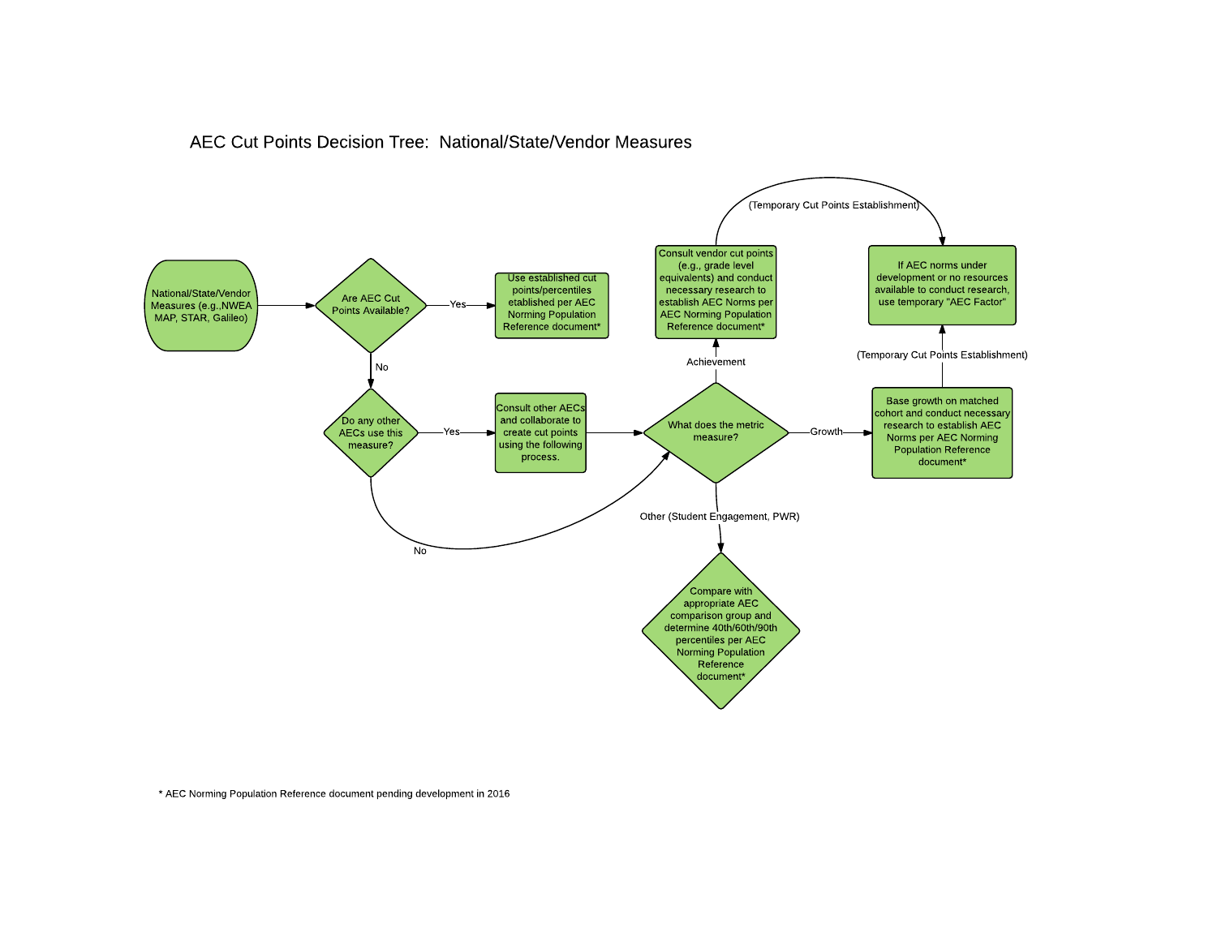# AEC Cut Points Decision Tree: National/State/Vendor Measures

- **National/State/Vendor Measures (e.g.,NWEA MAP, STAR, Galileo)** → **Are AEC Cut Points Available?**
  - **Yes** → Use established cut points/percentiles etablished per AEC Norming Population Reference document*
  - **No** → **Do any other AECs use this measure?**
    - **Yes** → Consult other AECs and collaborate to create cut points using the following process. → **What does the metric measure?**
    - **No** → **What does the metric measure?**

- **What does the metric measure?**
  - **Achievement** → Consult vendor cut points (e.g., grade level equivalents) and conduct necessary research to establish AEC Norms per AEC Norming Population Reference document*
    - (Temporary Cut Points Establishment) → If AEC norms under development or no resources available to conduct research, use temporary "AEC Factor"
  - **Growth** → Base growth on matched cohort and conduct necessary research to establish AEC Norms per AEC Norming Population Reference document*
    - (Temporary Cut Points Establishment) → If AEC norms under development or no resources available to conduct research, use temporary "AEC Factor"
  - **Other (Student Engagement, PWR)** → Compare with appropriate AEC comparison group and determine 40th/60th/90th percentiles per AEC Norming Population Reference document*

* AEC Norming Population Reference document pending development in 2016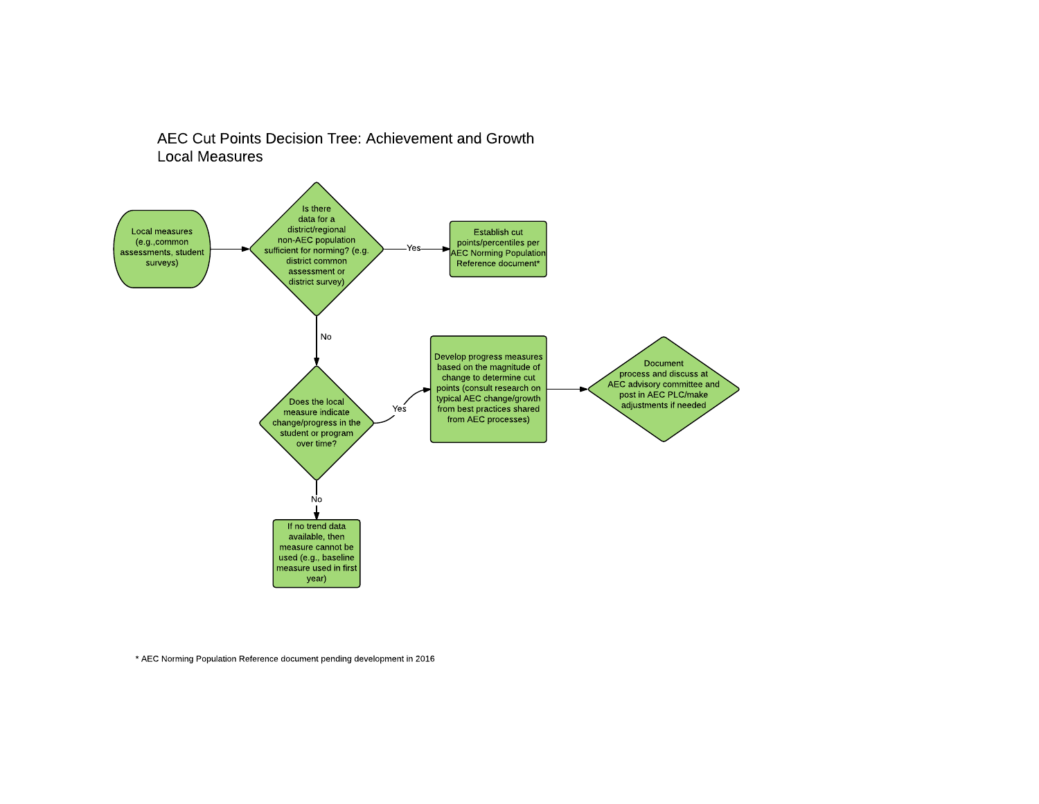# AEC Cut Points Decision Tree: Achievement and Growth Local Measures

Local measures (e.g.,common assessments, student surveys)

Is there data for a district/regional non-AEC population sufficient for norming? (e.g. district common assessment or district survey)

Yes

Establish cut points/percentiles per AEC Norming Population Reference document*

No

Does the local measure indicate change/progress in the student or program over time?

Yes

Develop progress measures based on the magnitude of change to determine cut points (consult research on typical AEC change/growth from best practices shared from AEC processes)

Document process and discuss at AEC advisory committee and post in AEC PLC/make adjustments if needed

No

If no trend data available, then measure cannot be used (e.g., baseline measure used in first year)

* AEC Norming Population Reference document pending development in 2016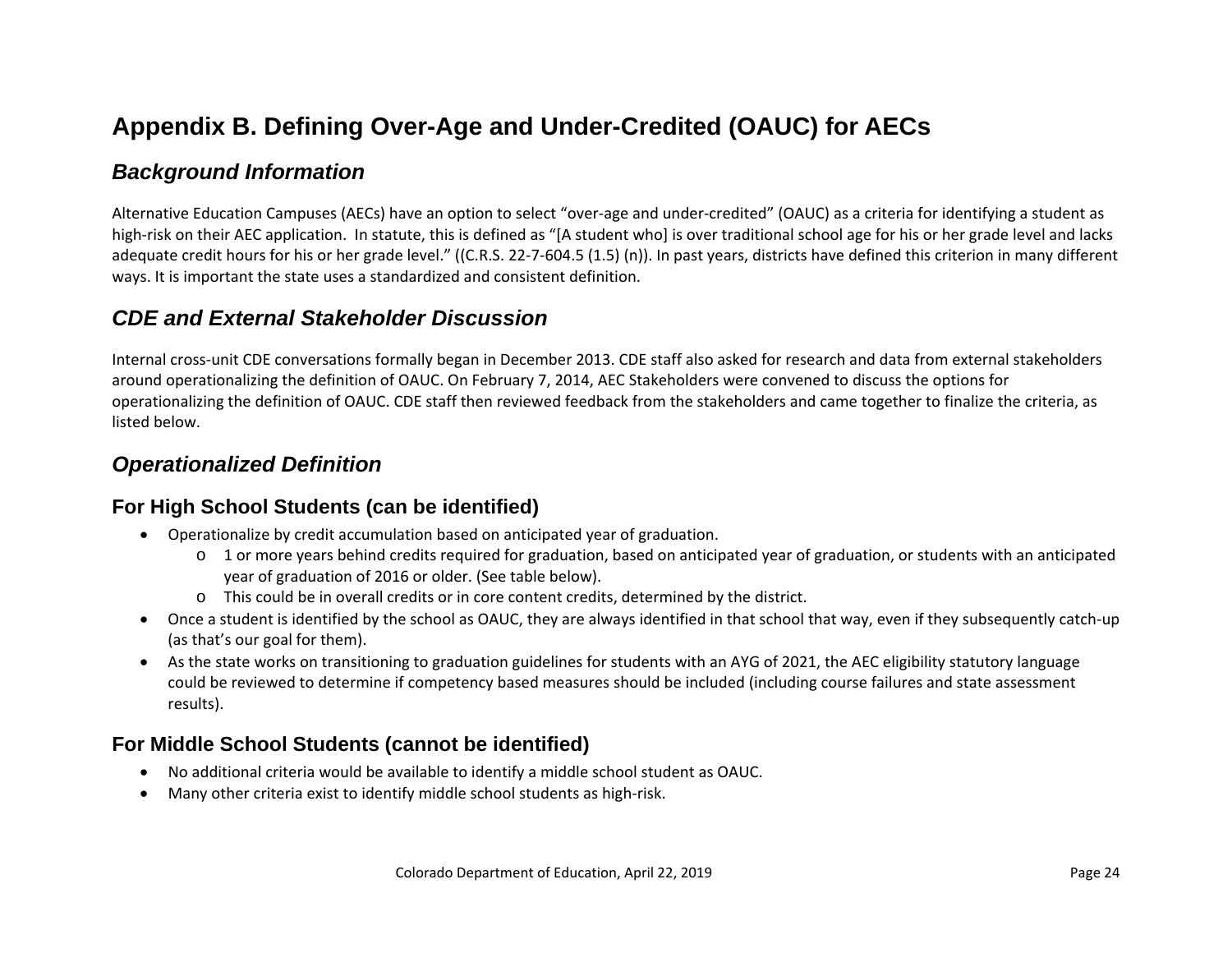# Appendix B. Defining Over-Age and Under-Credited (OAUC) for AECs

## *Background Information*

Alternative Education Campuses (AECs) have an option to select "over-age and under-credited" (OAUC) as a criteria for identifying a student as high-risk on their AEC application. In statute, this is defined as "[A student who] is over traditional school age for his or her grade level and lacks adequate credit hours for his or her grade level." ((C.R.S. 22-7-604.5 (1.5) (n)). In past years, districts have defined this criterion in many different ways. It is important the state uses a standardized and consistent definition.

## *CDE and External Stakeholder Discussion*

Internal cross-unit CDE conversations formally began in December 2013. CDE staff also asked for research and data from external stakeholders around operationalizing the definition of OAUC. On February 7, 2014, AEC Stakeholders were convened to discuss the options for operationalizing the definition of OAUC. CDE staff then reviewed feedback from the stakeholders and came together to finalize the criteria, as listed below.

## *Operationalized Definition*

### For High School Students (can be identified)

- Operationalize by credit accumulation based on anticipated year of graduation.
  - 1 or more years behind credits required for graduation, based on anticipated year of graduation, or students with an anticipated year of graduation of 2016 or older. (See table below).
  - This could be in overall credits or in core content credits, determined by the district.
- Once a student is identified by the school as OAUC, they are always identified in that school that way, even if they subsequently catch-up (as that's our goal for them).
- As the state works on transitioning to graduation guidelines for students with an AYG of 2021, the AEC eligibility statutory language could be reviewed to determine if competency based measures should be included (including course failures and state assessment results).

### For Middle School Students (cannot be identified)

- No additional criteria would be available to identify a middle school student as OAUC.
- Many other criteria exist to identify middle school students as high-risk.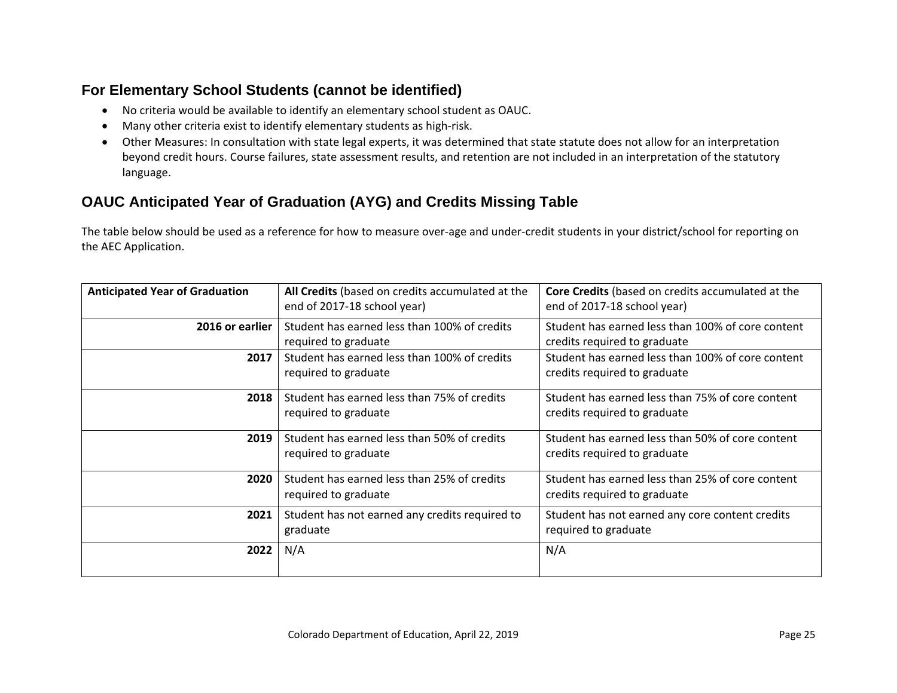## For Elementary School Students (cannot be identified)

- No criteria would be available to identify an elementary school student as OAUC.
- Many other criteria exist to identify elementary students as high-risk.
- Other Measures: In consultation with state legal experts, it was determined that state statute does not allow for an interpretation beyond credit hours. Course failures, state assessment results, and retention are not included in an interpretation of the statutory language.

## OAUC Anticipated Year of Graduation (AYG) and Credits Missing Table

The table below should be used as a reference for how to measure over-age and under-credit students in your district/school for reporting on the AEC Application.

| **Anticipated Year of Graduation** | **All Credits** (based on credits accumulated at the end of 2017-18 school year) | **Core Credits** (based on credits accumulated at the end of 2017-18 school year) |
|---:|---|---|
| **2016 or earlier** | Student has earned less than 100% of credits required to graduate | Student has earned less than 100% of core content credits required to graduate |
| **2017** | Student has earned less than 100% of credits required to graduate | Student has earned less than 100% of core content credits required to graduate |
| **2018** | Student has earned less than 75% of credits required to graduate | Student has earned less than 75% of core content credits required to graduate |
| **2019** | Student has earned less than 50% of credits required to graduate | Student has earned less than 50% of core content credits required to graduate |
| **2020** | Student has earned less than 25% of credits required to graduate | Student has earned less than 25% of core content credits required to graduate |
| **2021** | Student has not earned any credits required to graduate | Student has not earned any core content credits required to graduate |
| **2022** | N/A | N/A |